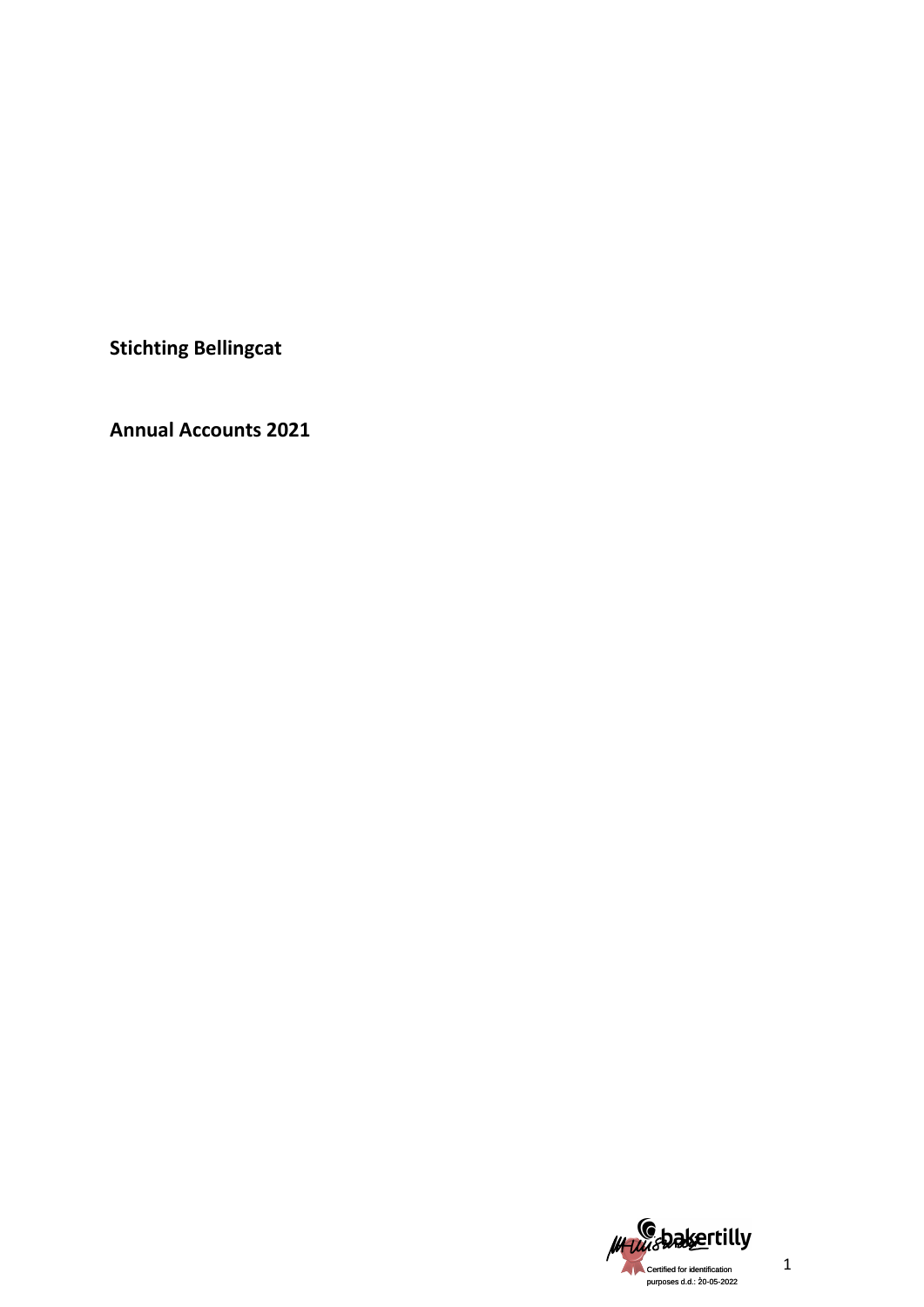**Stichting Bellingcat**

**Annual Accounts 2021**

Certified for identification purposes d.d.: 20-05-2022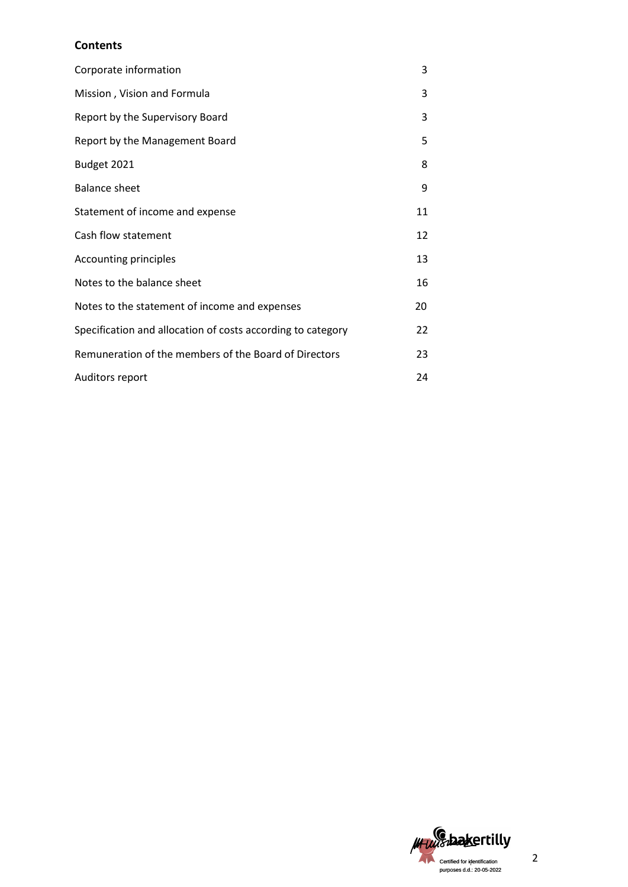## Contents

| | |
|---|---|
| Corporate information | 3 |
| Mission , Vision and Formula | 3 |
| Report by the Supervisory Board | 3 |
| Report by the Management Board | 5 |
| Budget 2021 | 8 |
| Balance sheet | 9 |
| Statement of income and expense | 11 |
| Cash flow statement | 12 |
| Accounting principles | 13 |
| Notes to the balance sheet | 16 |
| Notes to the statement of income and expenses | 20 |
| Specification and allocation of costs according to category | 22 |
| Remuneration of the members of the Board of Directors | 23 |
| Auditors report | 24 |

bakertilly
Certified for identification purposes d.d.: 20-05-2022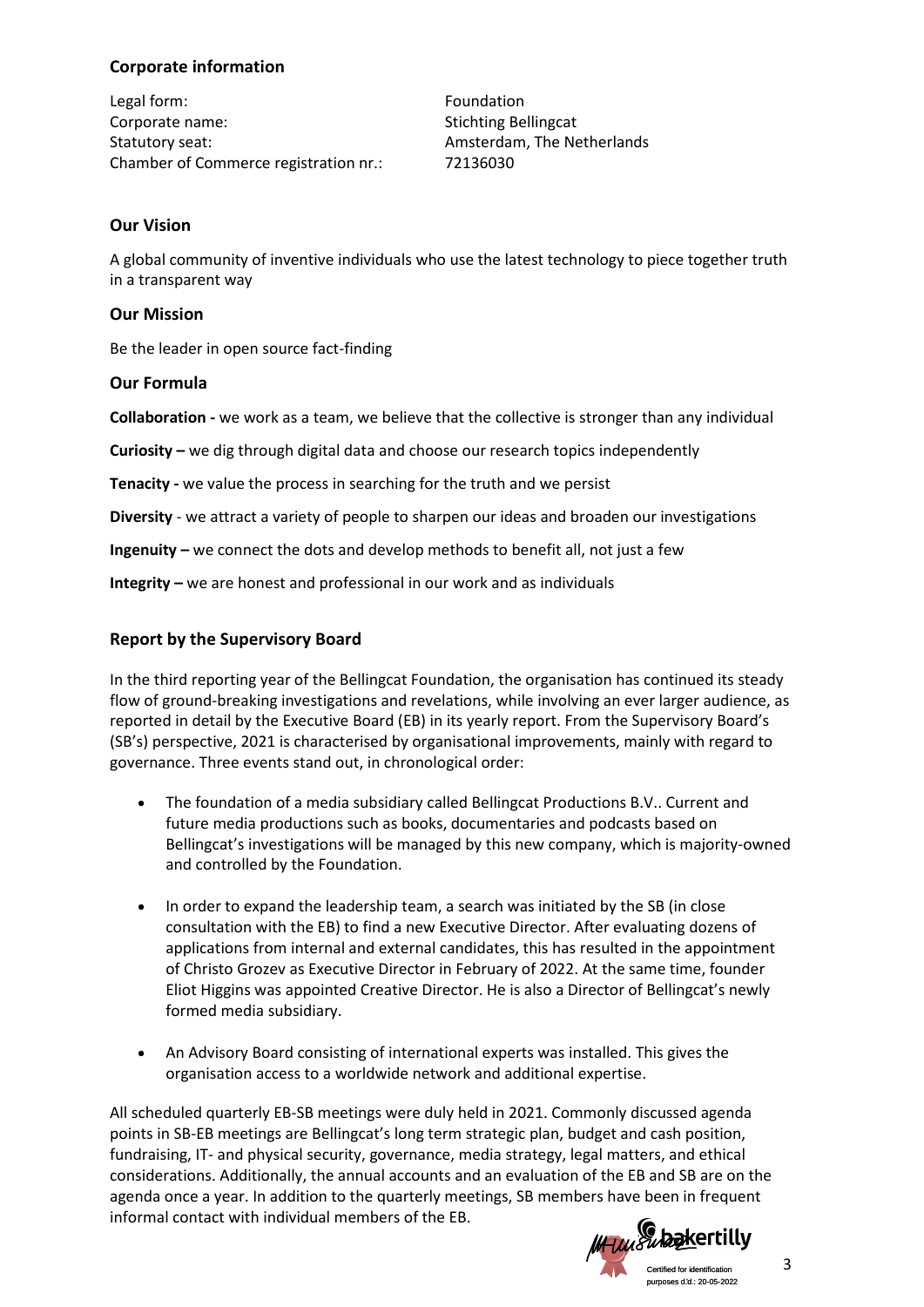## Corporate information

| | |
|---|---|
| Legal form: | Foundation |
| Corporate name: | Stichting Bellingcat |
| Statutory seat: | Amsterdam, The Netherlands |
| Chamber of Commerce registration nr.: | 72136030 |

## Our Vision

A global community of inventive individuals who use the latest technology to piece together truth in a transparent way

## Our Mission

Be the leader in open source fact-finding

## Our Formula

**Collaboration -** we work as a team, we believe that the collective is stronger than any individual

**Curiosity –** we dig through digital data and choose our research topics independently

**Tenacity -** we value the process in searching for the truth and we persist

**Diversity** - we attract a variety of people to sharpen our ideas and broaden our investigations

**Ingenuity –** we connect the dots and develop methods to benefit all, not just a few

**Integrity –** we are honest and professional in our work and as individuals

## Report by the Supervisory Board

In the third reporting year of the Bellingcat Foundation, the organisation has continued its steady flow of ground-breaking investigations and revelations, while involving an ever larger audience, as reported in detail by the Executive Board (EB) in its yearly report. From the Supervisory Board's (SB's) perspective, 2021 is characterised by organisational improvements, mainly with regard to governance. Three events stand out, in chronological order:

- The foundation of a media subsidiary called Bellingcat Productions B.V.. Current and future media productions such as books, documentaries and podcasts based on Bellingcat's investigations will be managed by this new company, which is majority-owned and controlled by the Foundation.
- In order to expand the leadership team, a search was initiated by the SB (in close consultation with the EB) to find a new Executive Director. After evaluating dozens of applications from internal and external candidates, this has resulted in the appointment of Christo Grozev as Executive Director in February of 2022. At the same time, founder Eliot Higgins was appointed Creative Director. He is also a Director of Bellingcat's newly formed media subsidiary.
- An Advisory Board consisting of international experts was installed. This gives the organisation access to a worldwide network and additional expertise.

All scheduled quarterly EB-SB meetings were duly held in 2021. Commonly discussed agenda points in SB-EB meetings are Bellingcat's long term strategic plan, budget and cash position, fundraising, IT- and physical security, governance, media strategy, legal matters, and ethical considerations. Additionally, the annual accounts and an evaluation of the EB and SB are on the agenda once a year. In addition to the quarterly meetings, SB members have been in frequent informal contact with individual members of the EB.

bakertilly Certified for identification purposes d.d.: 20-05-2022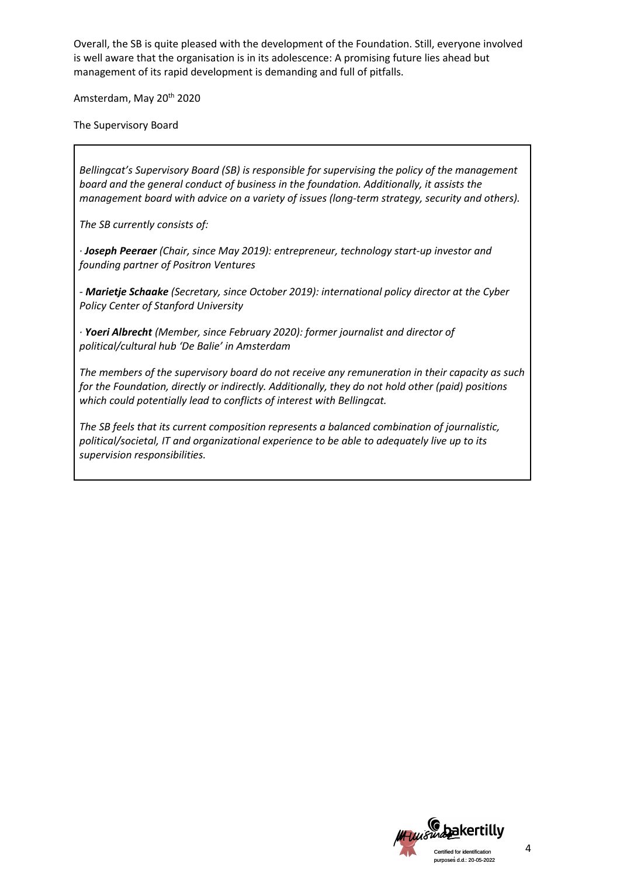Overall, the SB is quite pleased with the development of the Foundation. Still, everyone involved is well aware that the organisation is in its adolescence: A promising future lies ahead but management of its rapid development is demanding and full of pitfalls.

Amsterdam, May 20th 2020

The Supervisory Board

*Bellingcat's Supervisory Board (SB) is responsible for supervising the policy of the management board and the general conduct of business in the foundation. Additionally, it assists the management board with advice on a variety of issues (long-term strategy, security and others).*

*The SB currently consists of:*

*· **Joseph Peeraer** (Chair, since May 2019): entrepreneur, technology start-up investor and founding partner of Positron Ventures*

*- **Marietje Schaake** (Secretary, since October 2019): international policy director at the Cyber Policy Center of Stanford University*

*· **Yoeri Albrecht** (Member, since February 2020): former journalist and director of political/cultural hub 'De Balie' in Amsterdam*

*The members of the supervisory board do not receive any remuneration in their capacity as such for the Foundation, directly or indirectly. Additionally, they do not hold other (paid) positions which could potentially lead to conflicts of interest with Bellingcat.*

*The SB feels that its current composition represents a balanced combination of journalistic, political/societal, IT and organizational experience to be able to adequately live up to its supervision responsibilities.*

bakertilly Certified for identification purposes d.d.: 20-05-2022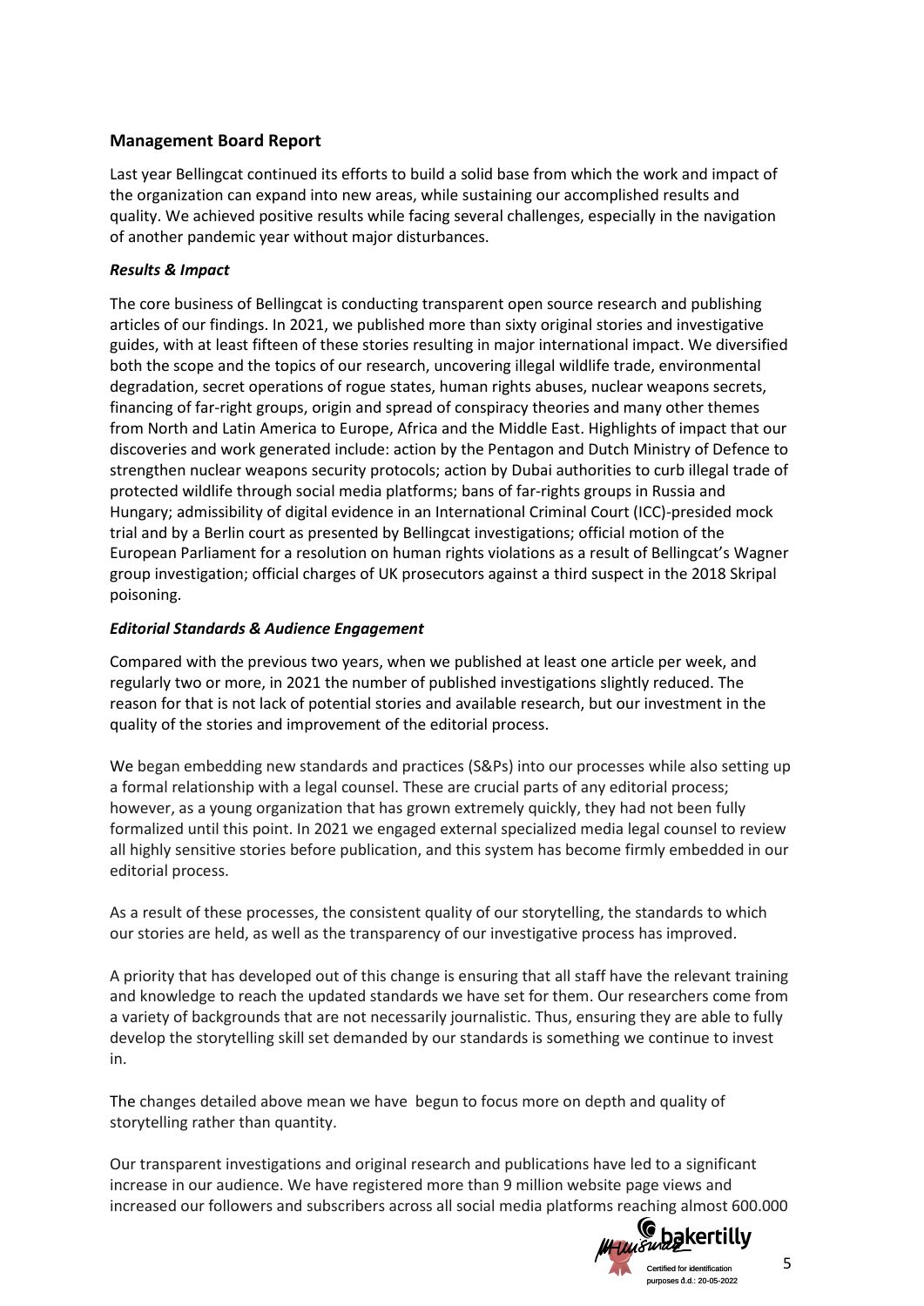## Management Board Report

Last year Bellingcat continued its efforts to build a solid base from which the work and impact of the organization can expand into new areas, while sustaining our accomplished results and quality. We achieved positive results while facing several challenges, especially in the navigation of another pandemic year without major disturbances.

### *Results & Impact*

The core business of Bellingcat is conducting transparent open source research and publishing articles of our findings. In 2021, we published more than sixty original stories and investigative guides, with at least fifteen of these stories resulting in major international impact. We diversified both the scope and the topics of our research, uncovering illegal wildlife trade, environmental degradation, secret operations of rogue states, human rights abuses, nuclear weapons secrets, financing of far-right groups, origin and spread of conspiracy theories and many other themes from North and Latin America to Europe, Africa and the Middle East. Highlights of impact that our discoveries and work generated include: action by the Pentagon and Dutch Ministry of Defence to strengthen nuclear weapons security protocols; action by Dubai authorities to curb illegal trade of protected wildlife through social media platforms; bans of far-rights groups in Russia and Hungary; admissibility of digital evidence in an International Criminal Court (ICC)-presided mock trial and by a Berlin court as presented by Bellingcat investigations; official motion of the European Parliament for a resolution on human rights violations as a result of Bellingcat's Wagner group investigation; official charges of UK prosecutors against a third suspect in the 2018 Skripal poisoning.

### *Editorial Standards & Audience Engagement*

Compared with the previous two years, when we published at least one article per week, and regularly two or more, in 2021 the number of published investigations slightly reduced. The reason for that is not lack of potential stories and available research, but our investment in the quality of the stories and improvement of the editorial process.

We began embedding new standards and practices (S&Ps) into our processes while also setting up a formal relationship with a legal counsel. These are crucial parts of any editorial process; however, as a young organization that has grown extremely quickly, they had not been fully formalized until this point. In 2021 we engaged external specialized media legal counsel to review all highly sensitive stories before publication, and this system has become firmly embedded in our editorial process.

As a result of these processes, the consistent quality of our storytelling, the standards to which our stories are held, as well as the transparency of our investigative process has improved.

A priority that has developed out of this change is ensuring that all staff have the relevant training and knowledge to reach the updated standards we have set for them. Our researchers come from a variety of backgrounds that are not necessarily journalistic. Thus, ensuring they are able to fully develop the storytelling skill set demanded by our standards is something we continue to invest in.

The changes detailed above mean we have begun to focus more on depth and quality of storytelling rather than quantity.

Our transparent investigations and original research and publications have led to a significant increase in our audience. We have registered more than 9 million website page views and increased our followers and subscribers across all social media platforms reaching almost 600.000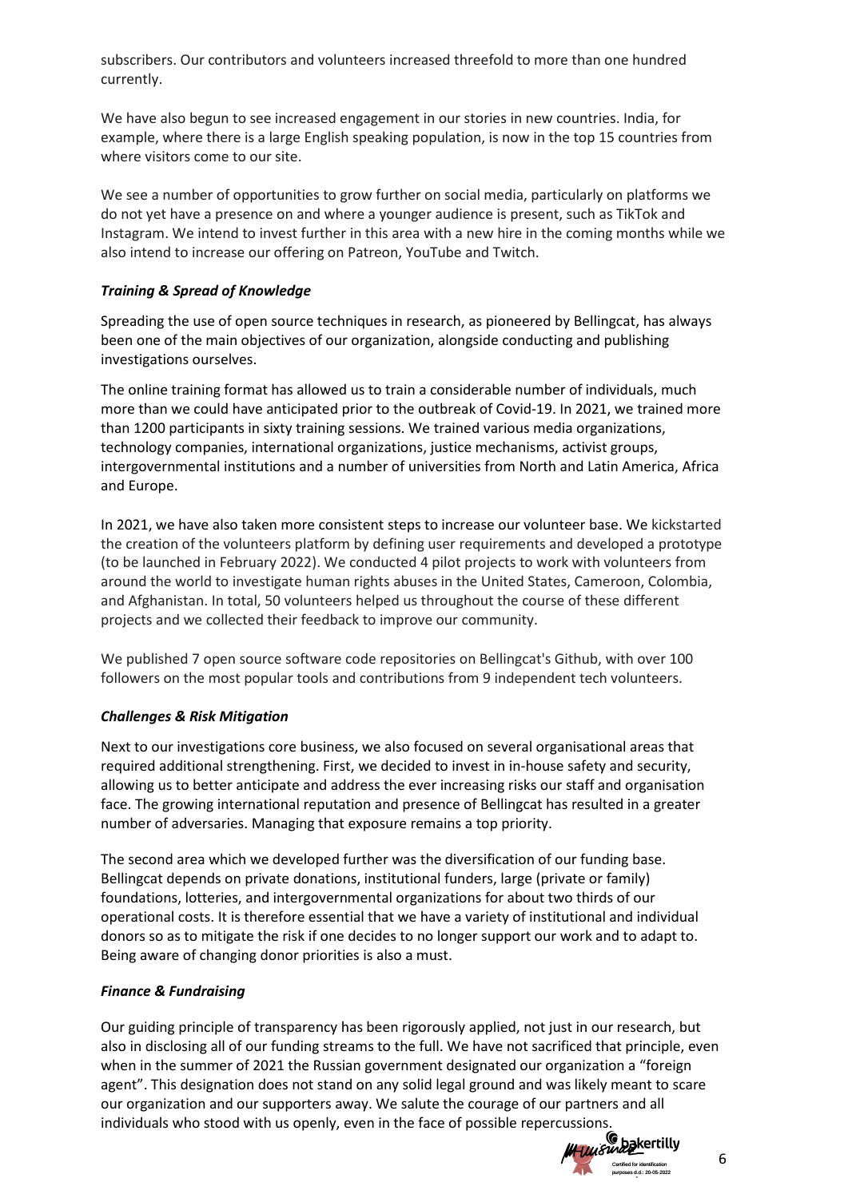subscribers. Our contributors and volunteers increased threefold to more than one hundred currently.

We have also begun to see increased engagement in our stories in new countries. India, for example, where there is a large English speaking population, is now in the top 15 countries from where visitors come to our site.

We see a number of opportunities to grow further on social media, particularly on platforms we do not yet have a presence on and where a younger audience is present, such as TikTok and Instagram. We intend to invest further in this area with a new hire in the coming months while we also intend to increase our offering on Patreon, YouTube and Twitch.

***Training & Spread of Knowledge***

Spreading the use of open source techniques in research, as pioneered by Bellingcat, has always been one of the main objectives of our organization, alongside conducting and publishing investigations ourselves.

The online training format has allowed us to train a considerable number of individuals, much more than we could have anticipated prior to the outbreak of Covid-19. In 2021, we trained more than 1200 participants in sixty training sessions. We trained various media organizations, technology companies, international organizations, justice mechanisms, activist groups, intergovernmental institutions and a number of universities from North and Latin America, Africa and Europe.

In 2021, we have also taken more consistent steps to increase our volunteer base. We kickstarted the creation of the volunteers platform by defining user requirements and developed a prototype (to be launched in February 2022). We conducted 4 pilot projects to work with volunteers from around the world to investigate human rights abuses in the United States, Cameroon, Colombia, and Afghanistan. In total, 50 volunteers helped us throughout the course of these different projects and we collected their feedback to improve our community.

We published 7 open source software code repositories on Bellingcat's Github, with over 100 followers on the most popular tools and contributions from 9 independent tech volunteers.

***Challenges & Risk Mitigation***

Next to our investigations core business, we also focused on several organisational areas that required additional strengthening. First, we decided to invest in in-house safety and security, allowing us to better anticipate and address the ever increasing risks our staff and organisation face. The growing international reputation and presence of Bellingcat has resulted in a greater number of adversaries. Managing that exposure remains a top priority.

The second area which we developed further was the diversification of our funding base. Bellingcat depends on private donations, institutional funders, large (private or family) foundations, lotteries, and intergovernmental organizations for about two thirds of our operational costs. It is therefore essential that we have a variety of institutional and individual donors so as to mitigate the risk if one decides to no longer support our work and to adapt to. Being aware of changing donor priorities is also a must.

***Finance & Fundraising***

Our guiding principle of transparency has been rigorously applied, not just in our research, but also in disclosing all of our funding streams to the full. We have not sacrificed that principle, even when in the summer of 2021 the Russian government designated our organization a "foreign agent". This designation does not stand on any solid legal ground and was likely meant to scare our organization and our supporters away. We salute the courage of our partners and all individuals who stood with us openly, even in the face of possible repercussions.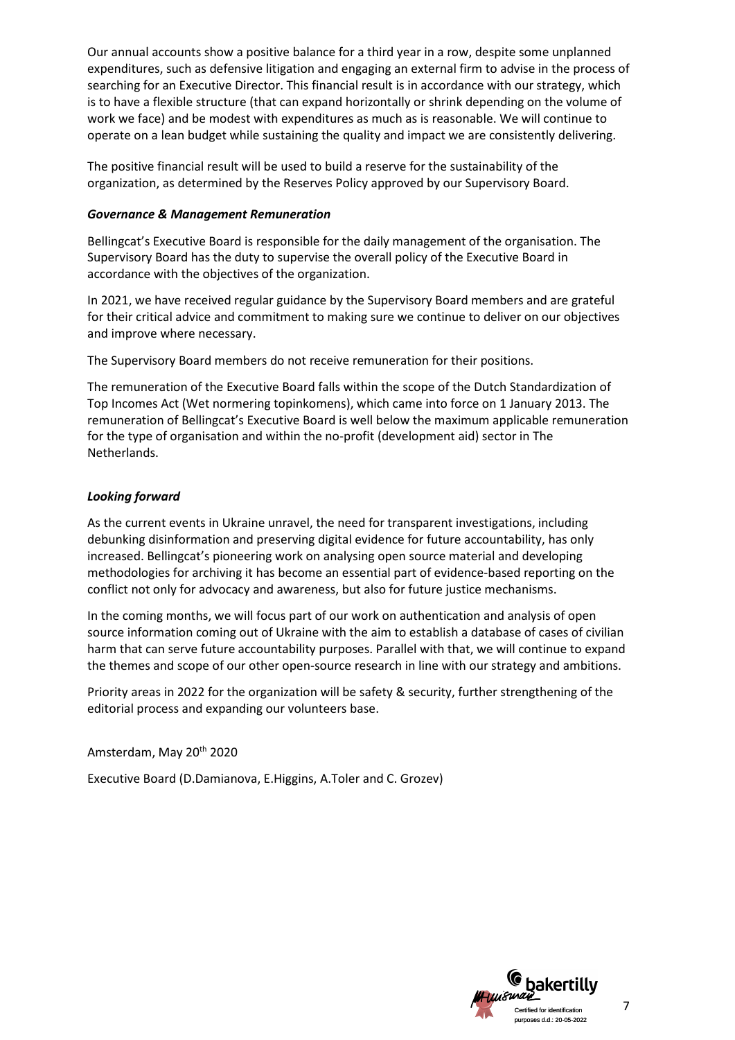Our annual accounts show a positive balance for a third year in a row, despite some unplanned expenditures, such as defensive litigation and engaging an external firm to advise in the process of searching for an Executive Director. This financial result is in accordance with our strategy, which is to have a flexible structure (that can expand horizontally or shrink depending on the volume of work we face) and be modest with expenditures as much as is reasonable. We will continue to operate on a lean budget while sustaining the quality and impact we are consistently delivering.

The positive financial result will be used to build a reserve for the sustainability of the organization, as determined by the Reserves Policy approved by our Supervisory Board.

***Governance & Management Remuneration***

Bellingcat's Executive Board is responsible for the daily management of the organisation. The Supervisory Board has the duty to supervise the overall policy of the Executive Board in accordance with the objectives of the organization.

In 2021, we have received regular guidance by the Supervisory Board members and are grateful for their critical advice and commitment to making sure we continue to deliver on our objectives and improve where necessary.

The Supervisory Board members do not receive remuneration for their positions.

The remuneration of the Executive Board falls within the scope of the Dutch Standardization of Top Incomes Act (Wet normering topinkomens), which came into force on 1 January 2013. The remuneration of Bellingcat's Executive Board is well below the maximum applicable remuneration for the type of organisation and within the no-profit (development aid) sector in The Netherlands.

***Looking forward***

As the current events in Ukraine unravel, the need for transparent investigations, including debunking disinformation and preserving digital evidence for future accountability, has only increased. Bellingcat's pioneering work on analysing open source material and developing methodologies for archiving it has become an essential part of evidence-based reporting on the conflict not only for advocacy and awareness, but also for future justice mechanisms.

In the coming months, we will focus part of our work on authentication and analysis of open source information coming out of Ukraine with the aim to establish a database of cases of civilian harm that can serve future accountability purposes. Parallel with that, we will continue to expand the themes and scope of our other open-source research in line with our strategy and ambitions.

Priority areas in 2022 for the organization will be safety & security, further strengthening of the editorial process and expanding our volunteers base.

Amsterdam, May 20th 2020

Executive Board (D.Damianova, E.Higgins, A.Toler and C. Grozev)

bakertilly
Certified for identification purposes d.d.: 20-05-2022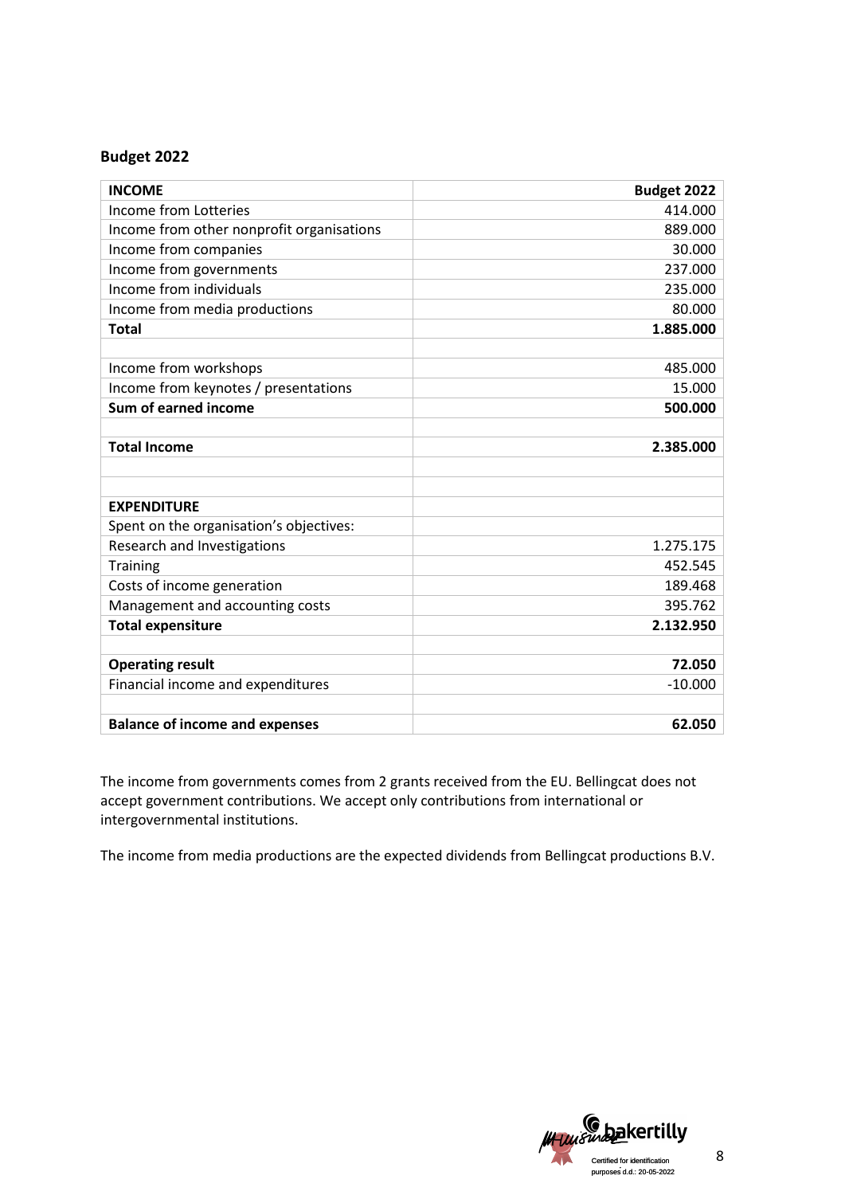## Budget 2022

| INCOME | Budget 2022 |
|---|---|
| Income from Lotteries | 414.000 |
| Income from other nonprofit organisations | 889.000 |
| Income from companies | 30.000 |
| Income from governments | 237.000 |
| Income from individuals | 235.000 |
| Income from media productions | 80.000 |
| **Total** | **1.885.000** |
| | |
| Income from workshops | 485.000 |
| Income from keynotes / presentations | 15.000 |
| **Sum of earned income** | **500.000** |
| | |
| **Total Income** | **2.385.000** |
| | |
| | |
| **EXPENDITURE** | |
| Spent on the organisation's objectives: | |
| Research and Investigations | 1.275.175 |
| Training | 452.545 |
| Costs of income generation | 189.468 |
| Management and accounting costs | 395.762 |
| **Total expensiture** | **2.132.950** |
| | |
| **Operating result** | **72.050** |
| Financial income and expenditures | -10.000 |
| | |
| **Balance of income and expenses** | **62.050** |

The income from governments comes from 2 grants received from the EU. Bellingcat does not accept government contributions. We accept only contributions from international or intergovernmental institutions.

The income from media productions are the expected dividends from Bellingcat productions B.V.

bakertilly
Certified for identification purposes d.d.: 20-05-2022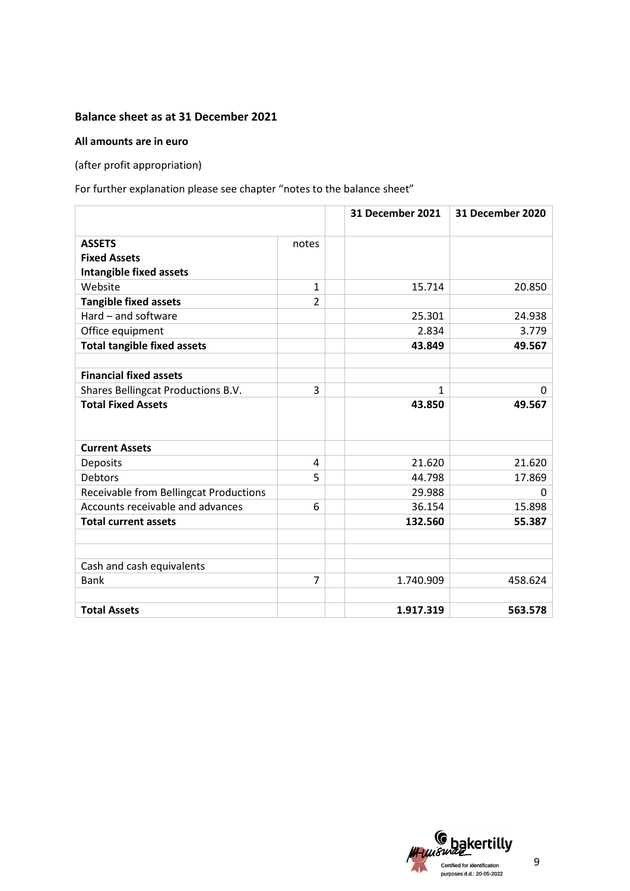## Balance sheet as at 31 December 2021

**All amounts are in euro**

(after profit appropriation)

For further explanation please see chapter "notes to the balance sheet"

| | | | 31 December 2021 | 31 December 2020 |
|---|---|---|---|---|
| **ASSETS** | notes | | | |
| **Fixed Assets** | | | | |
| **Intangible fixed assets** | | | | |
| Website | 1 | | 15.714 | 20.850 |
| **Tangible fixed assets** | 2 | | | |
| Hard – and software | | | 25.301 | 24.938 |
| Office equipment | | | 2.834 | 3.779 |
| **Total tangible fixed assets** | | | **43.849** | **49.567** |
| | | | | |
| **Financial fixed assets** | | | | |
| Shares Bellingcat Productions B.V. | 3 | | 1 | 0 |
| **Total Fixed Assets** | | | **43.850** | **49.567** |
| | | | | |
| **Current Assets** | | | | |
| Deposits | 4 | | 21.620 | 21.620 |
| Debtors | 5 | | 44.798 | 17.869 |
| Receivable from Bellingcat Productions | | | 29.988 | 0 |
| Accounts receivable and advances | 6 | | 36.154 | 15.898 |
| **Total current assets** | | | **132.560** | **55.387** |
| | | | | |
| | | | | |
| Cash and cash equivalents | | | | |
| Bank | 7 | | 1.740.909 | 458.624 |
| | | | | |
| **Total Assets** | | | **1.917.319** | **563.578** |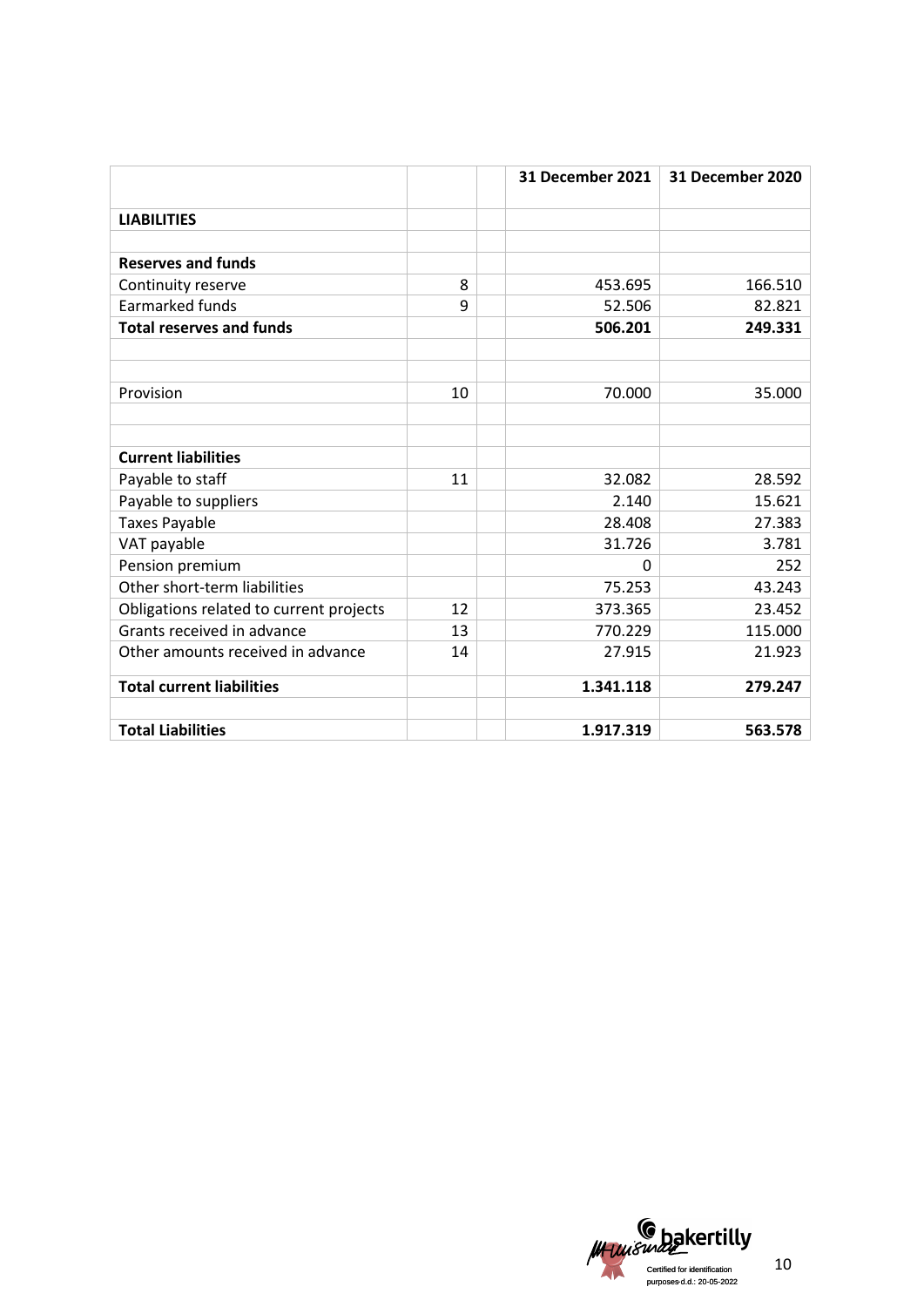| | | | 31 December 2021 | 31 December 2020 |
|---|---|---|---|---|
| **LIABILITIES** | | | | |
| | | | | |
| **Reserves and funds** | | | | |
| Continuity reserve | 8 | | 453.695 | 166.510 |
| Earmarked funds | 9 | | 52.506 | 82.821 |
| **Total reserves and funds** | | | **506.201** | **249.331** |
| | | | | |
| | | | | |
| Provision | 10 | | 70.000 | 35.000 |
| | | | | |
| | | | | |
| **Current liabilities** | | | | |
| Payable to staff | 11 | | 32.082 | 28.592 |
| Payable to suppliers | | | 2.140 | 15.621 |
| Taxes Payable | | | 28.408 | 27.383 |
| VAT payable | | | 31.726 | 3.781 |
| Pension premium | | | 0 | 252 |
| Other short-term liabilities | | | 75.253 | 43.243 |
| Obligations related to current projects | 12 | | 373.365 | 23.452 |
| Grants received in advance | 13 | | 770.229 | 115.000 |
| Other amounts received in advance | 14 | | 27.915 | 21.923 |
| **Total current liabilities** | | | **1.341.118** | **279.247** |
| | | | | |
| **Total Liabilities** | | | **1.917.319** | **563.578** |

bakertilly
Certified for identification purposes d.d.: 20-05-2022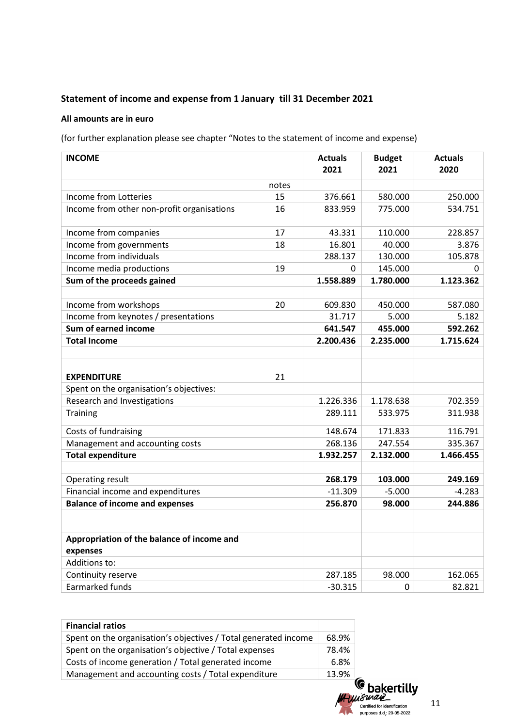## Statement of income and expense from 1 January till 31 December 2021

**All amounts are in euro**

(for further explanation please see chapter "Notes to the statement of income and expense)

| INCOME | | Actuals 2021 | Budget 2021 | Actuals 2020 |
|---|---|---|---|---|
| | notes | | | |
| Income from Lotteries | 15 | 376.661 | 580.000 | 250.000 |
| Income from other non-profit organisations | 16 | 833.959 | 775.000 | 534.751 |
| Income from companies | 17 | 43.331 | 110.000 | 228.857 |
| Income from governments | 18 | 16.801 | 40.000 | 3.876 |
| Income from individuals | | 288.137 | 130.000 | 105.878 |
| Income media productions | 19 | 0 | 145.000 | 0 |
| **Sum of the proceeds gained** | | **1.558.889** | **1.780.000** | **1.123.362** |
| | | | | |
| Income from workshops | 20 | 609.830 | 450.000 | 587.080 |
| Income from keynotes / presentations | | 31.717 | 5.000 | 5.182 |
| **Sum of earned income** | | **641.547** | **455.000** | **592.262** |
| **Total Income** | | **2.200.436** | **2.235.000** | **1.715.624** |
| | | | | |
| | | | | |
| **EXPENDITURE** | 21 | | | |
| Spent on the organisation's objectives: | | | | |
| Research and Investigations | | 1.226.336 | 1.178.638 | 702.359 |
| Training | | 289.111 | 533.975 | 311.938 |
| Costs of fundraising | | 148.674 | 171.833 | 116.791 |
| Management and accounting costs | | 268.136 | 247.554 | 335.367 |
| **Total expenditure** | | **1.932.257** | **2.132.000** | **1.466.455** |
| | | | | |
| Operating result | | **268.179** | **103.000** | **249.169** |
| Financial income and expenditures | | -11.309 | -5.000 | -4.283 |
| **Balance of income and expenses** | | **256.870** | **98.000** | **244.886** |
| | | | | |
| **Appropriation of the balance of income and expenses** | | | | |
| Additions to: | | | | |
| Continuity reserve | | 287.185 | 98.000 | 162.065 |
| Earmarked funds | | -30.315 | 0 | 82.821 |

| Financial ratios | |
|---|---|
| Spent on the organisation's objectives / Total generated income | 68.9% |
| Spent on the organisation's objective / Total expenses | 78.4% |
| Costs of income generation / Total generated income | 6.8% |
| Management and accounting costs / Total expenditure | 13.9% |

bakertilly Certified for identification purposes d.d.: 20-05-2022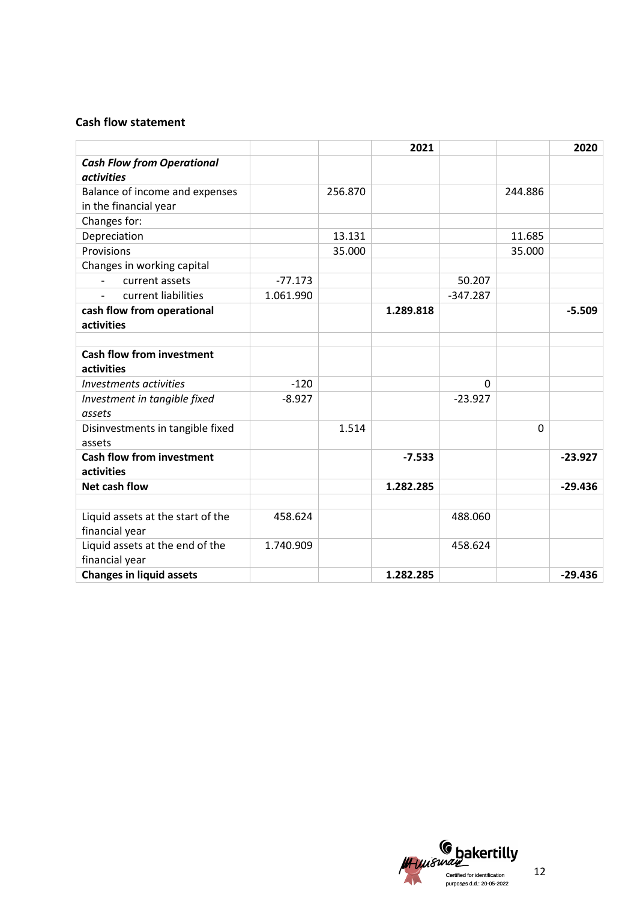### Cash flow statement

| | | | 2021 | | | 2020 |
|---|---|---|---|---|---|---|
| ***Cash Flow from Operational activities*** | | | | | | |
| Balance of income and expenses in the financial year | | 256.870 | | | 244.886 | |
| Changes for: | | | | | | |
| Depreciation | | 13.131 | | | 11.685 | |
| Provisions | | 35.000 | | | 35.000 | |
| Changes in working capital | | | | | | |
| - current assets | -77.173 | | | 50.207 | | |
| - current liabilities | 1.061.990 | | | -347.287 | | |
| **cash flow from operational activities** | | | **1.289.818** | | | **-5.509** |
| | | | | | | |
| **Cash flow from investment activities** | | | | | | |
| *Investments activities* | -120 | | | 0 | | |
| *Investment in tangible fixed assets* | -8.927 | | | -23.927 | | |
| Disinvestments in tangible fixed assets | | 1.514 | | | 0 | |
| **Cash flow from investment activities** | | | **-7.533** | | | **-23.927** |
| **Net cash flow** | | | **1.282.285** | | | **-29.436** |
| | | | | | | |
| Liquid assets at the start of the financial year | 458.624 | | | 488.060 | | |
| Liquid assets at the end of the financial year | 1.740.909 | | | 458.624 | | |
| **Changes in liquid assets** | | | **1.282.285** | | | **-29.436** |

bakertilly
Certified for identification purposes d.d.: 20-05-2022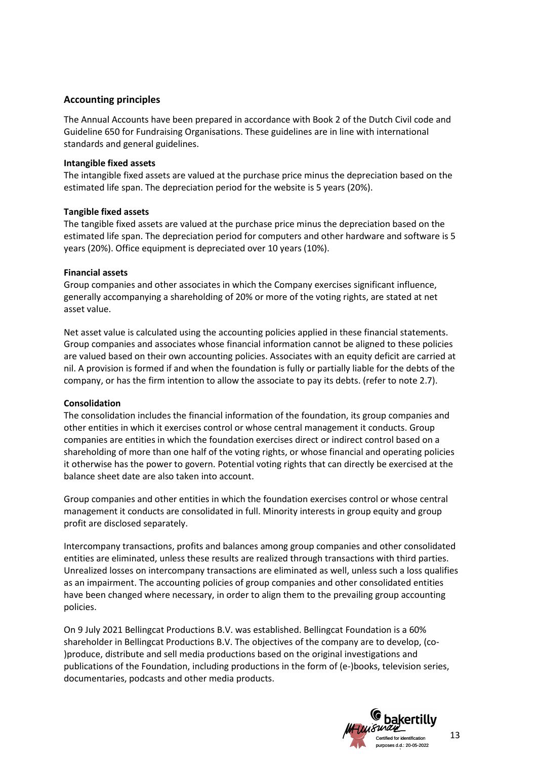## Accounting principles

The Annual Accounts have been prepared in accordance with Book 2 of the Dutch Civil code and Guideline 650 for Fundraising Organisations. These guidelines are in line with international standards and general guidelines.

**Intangible fixed assets**

The intangible fixed assets are valued at the purchase price minus the depreciation based on the estimated life span. The depreciation period for the website is 5 years (20%).

**Tangible fixed assets**

The tangible fixed assets are valued at the purchase price minus the depreciation based on the estimated life span. The depreciation period for computers and other hardware and software is 5 years (20%). Office equipment is depreciated over 10 years (10%).

**Financial assets**

Group companies and other associates in which the Company exercises significant influence, generally accompanying a shareholding of 20% or more of the voting rights, are stated at net asset value.

Net asset value is calculated using the accounting policies applied in these financial statements. Group companies and associates whose financial information cannot be aligned to these policies are valued based on their own accounting policies. Associates with an equity deficit are carried at nil. A provision is formed if and when the foundation is fully or partially liable for the debts of the company, or has the firm intention to allow the associate to pay its debts. (refer to note 2.7).

**Consolidation**

The consolidation includes the financial information of the foundation, its group companies and other entities in which it exercises control or whose central management it conducts. Group companies are entities in which the foundation exercises direct or indirect control based on a shareholding of more than one half of the voting rights, or whose financial and operating policies it otherwise has the power to govern. Potential voting rights that can directly be exercised at the balance sheet date are also taken into account.

Group companies and other entities in which the foundation exercises control or whose central management it conducts are consolidated in full. Minority interests in group equity and group profit are disclosed separately.

Intercompany transactions, profits and balances among group companies and other consolidated entities are eliminated, unless these results are realized through transactions with third parties. Unrealized losses on intercompany transactions are eliminated as well, unless such a loss qualifies as an impairment. The accounting policies of group companies and other consolidated entities have been changed where necessary, in order to align them to the prevailing group accounting policies.

On 9 July 2021 Bellingcat Productions B.V. was established. Bellingcat Foundation is a 60% shareholder in Bellingcat Productions B.V. The objectives of the company are to develop, (co-)produce, distribute and sell media productions based on the original investigations and publications of the Foundation, including productions in the form of (e-)books, television series, documentaries, podcasts and other media products.

bakertilly
Certified for identification purposes d.d.: 20-05-2022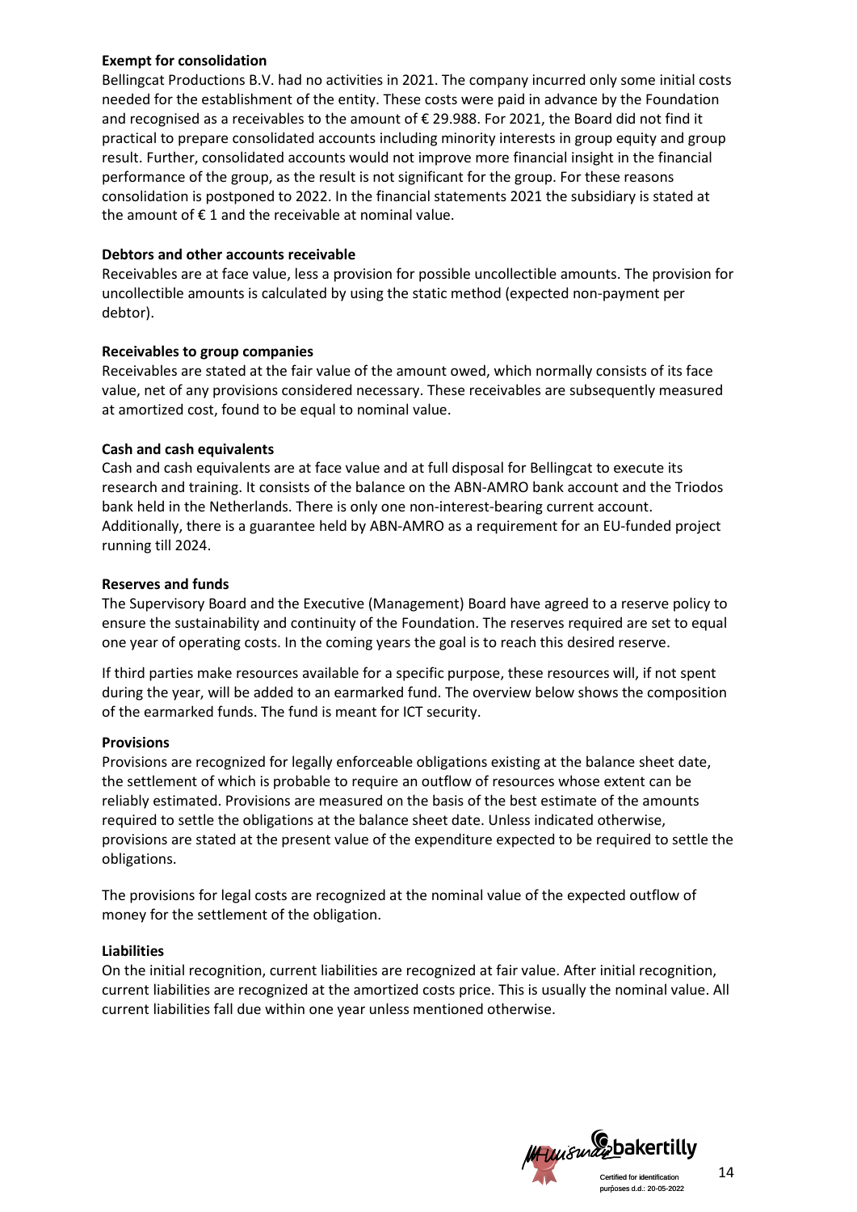**Exempt for consolidation**

Bellingcat Productions B.V. had no activities in 2021. The company incurred only some initial costs needed for the establishment of the entity. These costs were paid in advance by the Foundation and recognised as a receivables to the amount of € 29.988. For 2021, the Board did not find it practical to prepare consolidated accounts including minority interests in group equity and group result. Further, consolidated accounts would not improve more financial insight in the financial performance of the group, as the result is not significant for the group. For these reasons consolidation is postponed to 2022. In the financial statements 2021 the subsidiary is stated at the amount of € 1 and the receivable at nominal value.

**Debtors and other accounts receivable**

Receivables are at face value, less a provision for possible uncollectible amounts. The provision for uncollectible amounts is calculated by using the static method (expected non-payment per debtor).

**Receivables to group companies**

Receivables are stated at the fair value of the amount owed, which normally consists of its face value, net of any provisions considered necessary. These receivables are subsequently measured at amortized cost, found to be equal to nominal value.

**Cash and cash equivalents**

Cash and cash equivalents are at face value and at full disposal for Bellingcat to execute its research and training. It consists of the balance on the ABN-AMRO bank account and the Triodos bank held in the Netherlands. There is only one non-interest-bearing current account. Additionally, there is a guarantee held by ABN-AMRO as a requirement for an EU-funded project running till 2024.

**Reserves and funds**

The Supervisory Board and the Executive (Management) Board have agreed to a reserve policy to ensure the sustainability and continuity of the Foundation. The reserves required are set to equal one year of operating costs. In the coming years the goal is to reach this desired reserve.

If third parties make resources available for a specific purpose, these resources will, if not spent during the year, will be added to an earmarked fund. The overview below shows the composition of the earmarked funds. The fund is meant for ICT security.

**Provisions**

Provisions are recognized for legally enforceable obligations existing at the balance sheet date, the settlement of which is probable to require an outflow of resources whose extent can be reliably estimated. Provisions are measured on the basis of the best estimate of the amounts required to settle the obligations at the balance sheet date. Unless indicated otherwise, provisions are stated at the present value of the expenditure expected to be required to settle the obligations.

The provisions for legal costs are recognized at the nominal value of the expected outflow of money for the settlement of the obligation.

**Liabilities**

On the initial recognition, current liabilities are recognized at fair value. After initial recognition, current liabilities are recognized at the amortized costs price. This is usually the nominal value. All current liabilities fall due within one year unless mentioned otherwise.

Certified for identification purposes d.d.: 20-05-2022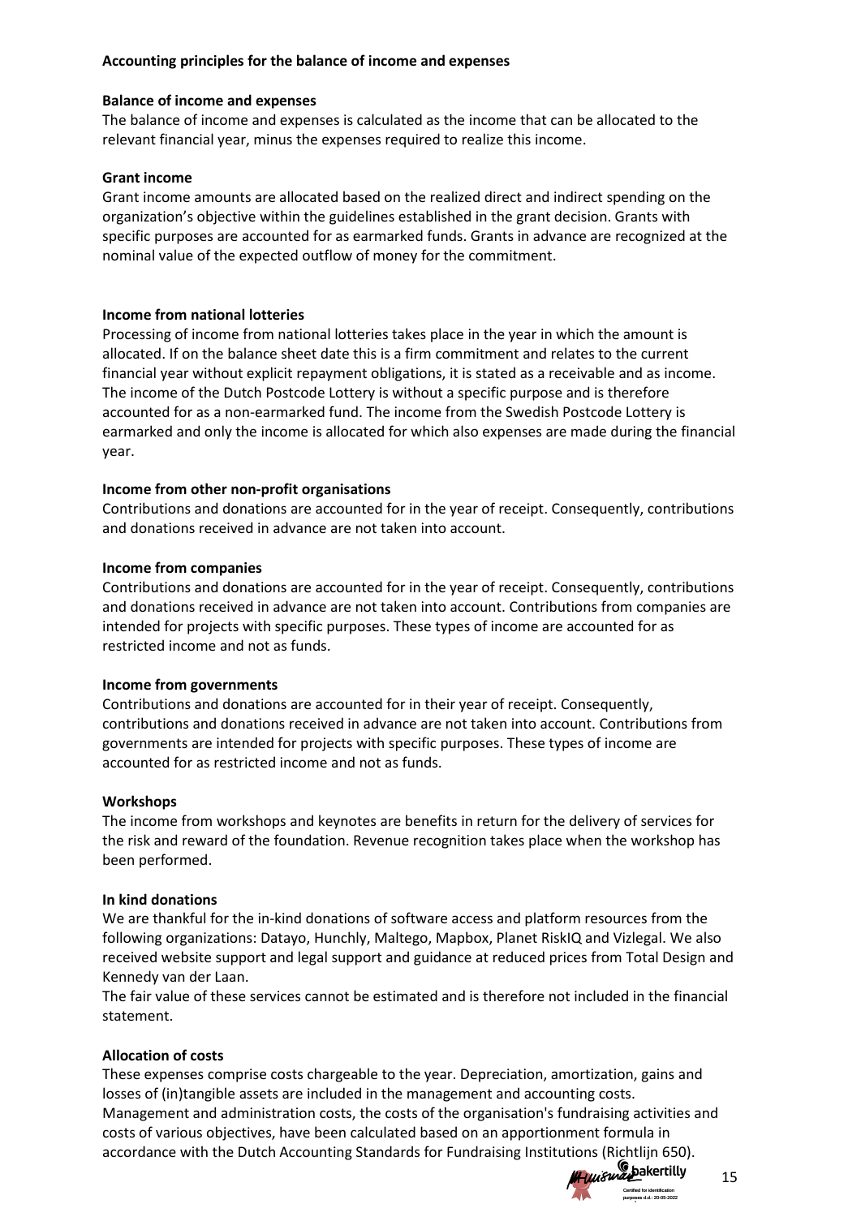## Accounting principles for the balance of income and expenses

### Balance of income and expenses

The balance of income and expenses is calculated as the income that can be allocated to the relevant financial year, minus the expenses required to realize this income.

### Grant income

Grant income amounts are allocated based on the realized direct and indirect spending on the organization's objective within the guidelines established in the grant decision. Grants with specific purposes are accounted for as earmarked funds. Grants in advance are recognized at the nominal value of the expected outflow of money for the commitment.

### Income from national lotteries

Processing of income from national lotteries takes place in the year in which the amount is allocated. If on the balance sheet date this is a firm commitment and relates to the current financial year without explicit repayment obligations, it is stated as a receivable and as income. The income of the Dutch Postcode Lottery is without a specific purpose and is therefore accounted for as a non-earmarked fund. The income from the Swedish Postcode Lottery is earmarked and only the income is allocated for which also expenses are made during the financial year.

### Income from other non-profit organisations

Contributions and donations are accounted for in the year of receipt. Consequently, contributions and donations received in advance are not taken into account.

### Income from companies

Contributions and donations are accounted for in the year of receipt. Consequently, contributions and donations received in advance are not taken into account. Contributions from companies are intended for projects with specific purposes. These types of income are accounted for as restricted income and not as funds.

### Income from governments

Contributions and donations are accounted for in their year of receipt. Consequently, contributions and donations received in advance are not taken into account. Contributions from governments are intended for projects with specific purposes. These types of income are accounted for as restricted income and not as funds.

### Workshops

The income from workshops and keynotes are benefits in return for the delivery of services for the risk and reward of the foundation. Revenue recognition takes place when the workshop has been performed.

### In kind donations

We are thankful for the in-kind donations of software access and platform resources from the following organizations: Datayo, Hunchly, Maltego, Mapbox, Planet RiskIQ and Vizlegal. We also received website support and legal support and guidance at reduced prices from Total Design and Kennedy van der Laan.
The fair value of these services cannot be estimated and is therefore not included in the financial statement.

### Allocation of costs

These expenses comprise costs chargeable to the year. Depreciation, amortization, gains and losses of (in)tangible assets are included in the management and accounting costs.
Management and administration costs, the costs of the organisation's fundraising activities and costs of various objectives, have been calculated based on an apportionment formula in accordance with the Dutch Accounting Standards for Fundraising Institutions (Richtlijn 650).

bakertilly
Certified for identification purposes d.d.: 20-05-2022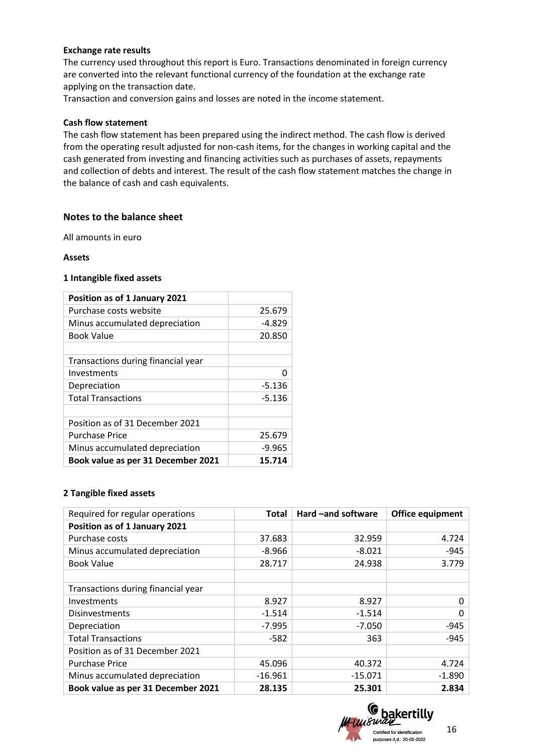**Exchange rate results**

The currency used throughout this report is Euro. Transactions denominated in foreign currency are converted into the relevant functional currency of the foundation at the exchange rate applying on the transaction date.

Transaction and conversion gains and losses are noted in the income statement.

**Cash flow statement**

The cash flow statement has been prepared using the indirect method. The cash flow is derived from the operating result adjusted for non-cash items, for the changes in working capital and the cash generated from investing and financing activities such as purchases of assets, repayments and collection of debts and interest. The result of the cash flow statement matches the change in the balance of cash and cash equivalents.

## Notes to the balance sheet

All amounts in euro

**Assets**

**1 Intangible fixed assets**

| **Position as of 1 January 2021** | |
|---|---|
| Purchase costs website | 25.679 |
| Minus accumulated depreciation | -4.829 |
| Book Value | 20.850 |
| | |
| Transactions during financial year | |
| Investments | 0 |
| Depreciation | -5.136 |
| Total Transactions | -5.136 |
| | |
| Position as of 31 December 2021 | |
| Purchase Price | 25.679 |
| Minus accumulated depreciation | -9.965 |
| **Book value as per 31 December 2021** | **15.714** |

**2 Tangible fixed assets**

| Required for regular operations | **Total** | **Hard –and software** | **Office equipment** |
|---|---|---|---|
| **Position as of 1 January 2021** | | | |
| Purchase costs | 37.683 | 32.959 | 4.724 |
| Minus accumulated depreciation | -8.966 | -8.021 | -945 |
| Book Value | 28.717 | 24.938 | 3.779 |
| | | | |
| Transactions during financial year | | | |
| Investments | 8.927 | 8.927 | 0 |
| Disinvestments | -1.514 | -1.514 | 0 |
| Depreciation | -7.995 | -7.050 | -945 |
| Total Transactions | -582 | 363 | -945 |
| Position as of 31 December 2021 | | | |
| Purchase Price | 45.096 | 40.372 | 4.724 |
| Minus accumulated depreciation | -16.961 | -15.071 | -1.890 |
| **Book value as per 31 December 2021** | **28.135** | **25.301** | **2.834** |

bakertilly
Certified for identification purposes d.d.: 20-05-2022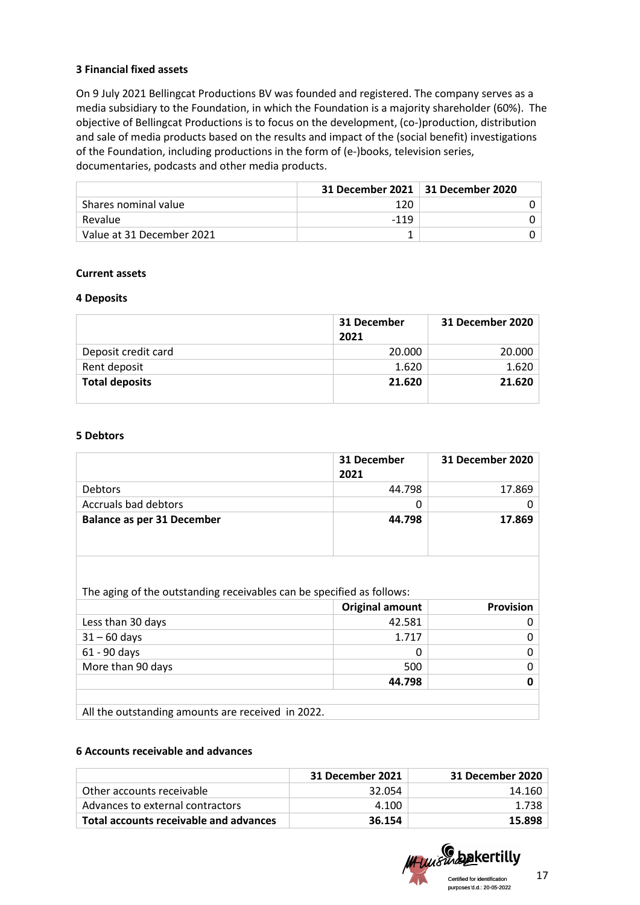### 3 Financial fixed assets

On 9 July 2021 Bellingcat Productions BV was founded and registered. The company serves as a media subsidiary to the Foundation, in which the Foundation is a majority shareholder (60%). The objective of Bellingcat Productions is to focus on the development, (co-)production, distribution and sale of media products based on the results and impact of the (social benefit) investigations of the Foundation, including productions in the form of (e-)books, television series, documentaries, podcasts and other media products.

| | 31 December 2021 | 31 December 2020 |
|---|---|---|
| Shares nominal value | 120 | 0 |
| Revalue | -119 | 0 |
| Value at 31 December 2021 | 1 | 0 |

### Current assets

### 4 Deposits

| | 31 December 2021 | 31 December 2020 |
|---|---|---|
| Deposit credit card | 20.000 | 20.000 |
| Rent deposit | 1.620 | 1.620 |
| **Total deposits** | **21.620** | **21.620** |

### 5 Debtors

| | 31 December 2021 | 31 December 2020 |
|---|---|---|
| Debtors | 44.798 | 17.869 |
| Accruals bad debtors | 0 | 0 |
| **Balance as per 31 December** | **44.798** | **17.869** |

The aging of the outstanding receivables can be specified as follows:

| | Original amount | Provision |
|---|---|---|
| Less than 30 days | 42.581 | 0 |
| 31 – 60 days | 1.717 | 0 |
| 61 - 90 days | 0 | 0 |
| More than 90 days | 500 | 0 |
| | **44.798** | **0** |

All the outstanding amounts are received in 2022.

### 6 Accounts receivable and advances

| | 31 December 2021 | 31 December 2020 |
|---|---|---|
| Other accounts receivable | 32.054 | 14.160 |
| Advances to external contractors | 4.100 | 1.738 |
| **Total accounts receivable and advances** | **36.154** | **15.898** |

bakertilly
Certified for identification purposes d.d.: 20-05-2022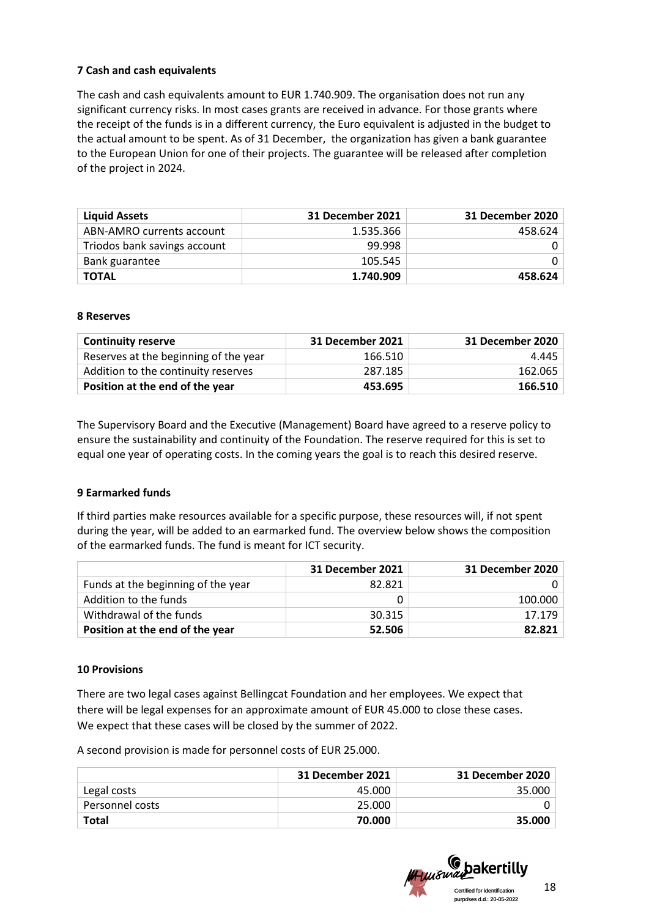**7 Cash and cash equivalents**

The cash and cash equivalents amount to EUR 1.740.909. The organisation does not run any significant currency risks. In most cases grants are received in advance. For those grants where the receipt of the funds is in a different currency, the Euro equivalent is adjusted in the budget to the actual amount to be spent. As of 31 December, the organization has given a bank guarantee to the European Union for one of their projects. The guarantee will be released after completion of the project in 2024.

| **Liquid Assets** | **31 December 2021** | **31 December 2020** |
|---|---:|---:|
| ABN-AMRO currents account | 1.535.366 | 458.624 |
| Triodos bank savings account | 99.998 | 0 |
| Bank guarantee | 105.545 | 0 |
| **TOTAL** | **1.740.909** | **458.624** |

**8 Reserves**

| **Continuity reserve** | **31 December 2021** | **31 December 2020** |
|---|---:|---:|
| Reserves at the beginning of the year | 166.510 | 4.445 |
| Addition to the continuity reserves | 287.185 | 162.065 |
| **Position at the end of the year** | **453.695** | **166.510** |

The Supervisory Board and the Executive (Management) Board have agreed to a reserve policy to ensure the sustainability and continuity of the Foundation. The reserve required for this is set to equal one year of operating costs. In the coming years the goal is to reach this desired reserve.

**9 Earmarked funds**

If third parties make resources available for a specific purpose, these resources will, if not spent during the year, will be added to an earmarked fund. The overview below shows the composition of the earmarked funds. The fund is meant for ICT security.

| | **31 December 2021** | **31 December 2020** |
|---|---:|---:|
| Funds at the beginning of the year | 82.821 | 0 |
| Addition to the funds | 0 | 100.000 |
| Withdrawal of the funds | 30.315 | 17.179 |
| **Position at the end of the year** | **52.506** | **82.821** |

**10 Provisions**

There are two legal cases against Bellingcat Foundation and her employees. We expect that there will be legal expenses for an approximate amount of EUR 45.000 to close these cases. We expect that these cases will be closed by the summer of 2022.

A second provision is made for personnel costs of EUR 25.000.

| | **31 December 2021** | **31 December 2020** |
|---|---:|---:|
| Legal costs | 45.000 | 35.000 |
| Personnel costs | 25.000 | 0 |
| **Total** | **70.000** | **35.000** |

bakertilly
Certified for identification purposes d.d.: 20-05-2022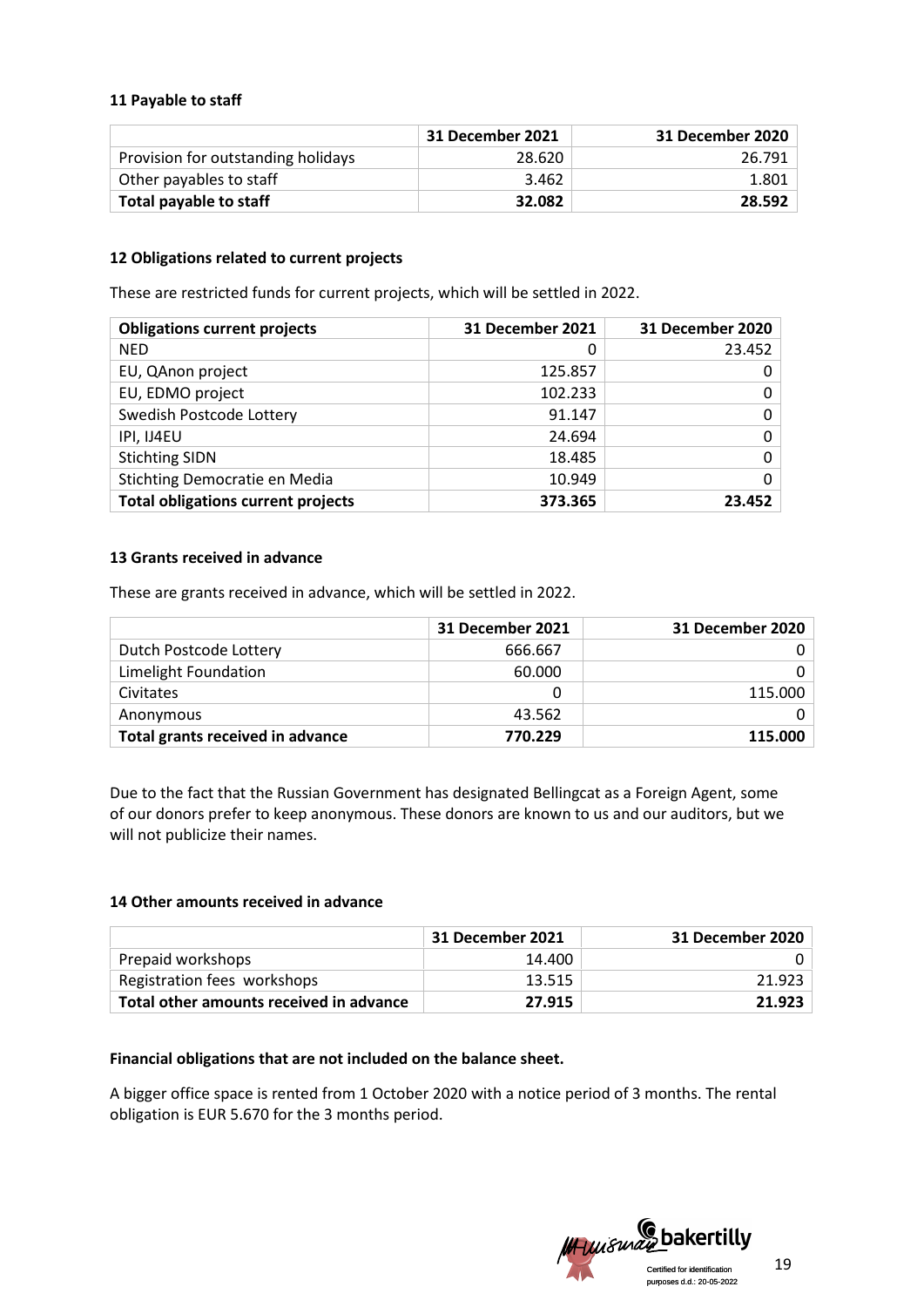### 11 Payable to staff

| | 31 December 2021 | 31 December 2020 |
|---|---:|---:|
| Provision for outstanding holidays | 28.620 | 26.791 |
| Other payables to staff | 3.462 | 1.801 |
| **Total payable to staff** | **32.082** | **28.592** |

### 12 Obligations related to current projects

These are restricted funds for current projects, which will be settled in 2022.

| Obligations current projects | 31 December 2021 | 31 December 2020 |
|---|---:|---:|
| NED | 0 | 23.452 |
| EU, QAnon project | 125.857 | 0 |
| EU, EDMO project | 102.233 | 0 |
| Swedish Postcode Lottery | 91.147 | 0 |
| IPI, IJ4EU | 24.694 | 0 |
| Stichting SIDN | 18.485 | 0 |
| Stichting Democratie en Media | 10.949 | 0 |
| **Total obligations current projects** | **373.365** | **23.452** |

### 13 Grants received in advance

These are grants received in advance, which will be settled in 2022.

| | 31 December 2021 | 31 December 2020 |
|---|---:|---:|
| Dutch Postcode Lottery | 666.667 | 0 |
| Limelight Foundation | 60.000 | 0 |
| Civitates | 0 | 115.000 |
| Anonymous | 43.562 | 0 |
| **Total grants received in advance** | **770.229** | **115.000** |

Due to the fact that the Russian Government has designated Bellingcat as a Foreign Agent, some of our donors prefer to keep anonymous. These donors are known to us and our auditors, but we will not publicize their names.

### 14 Other amounts received in advance

| | 31 December 2021 | 31 December 2020 |
|---|---:|---:|
| Prepaid workshops | 14.400 | 0 |
| Registration fees workshops | 13.515 | 21.923 |
| **Total other amounts received in advance** | **27.915** | **21.923** |

**Financial obligations that are not included on the balance sheet.**

A bigger office space is rented from 1 October 2020 with a notice period of 3 months. The rental obligation is EUR 5.670 for the 3 months period.

Certified for identification purposes d.d.: 20-05-2022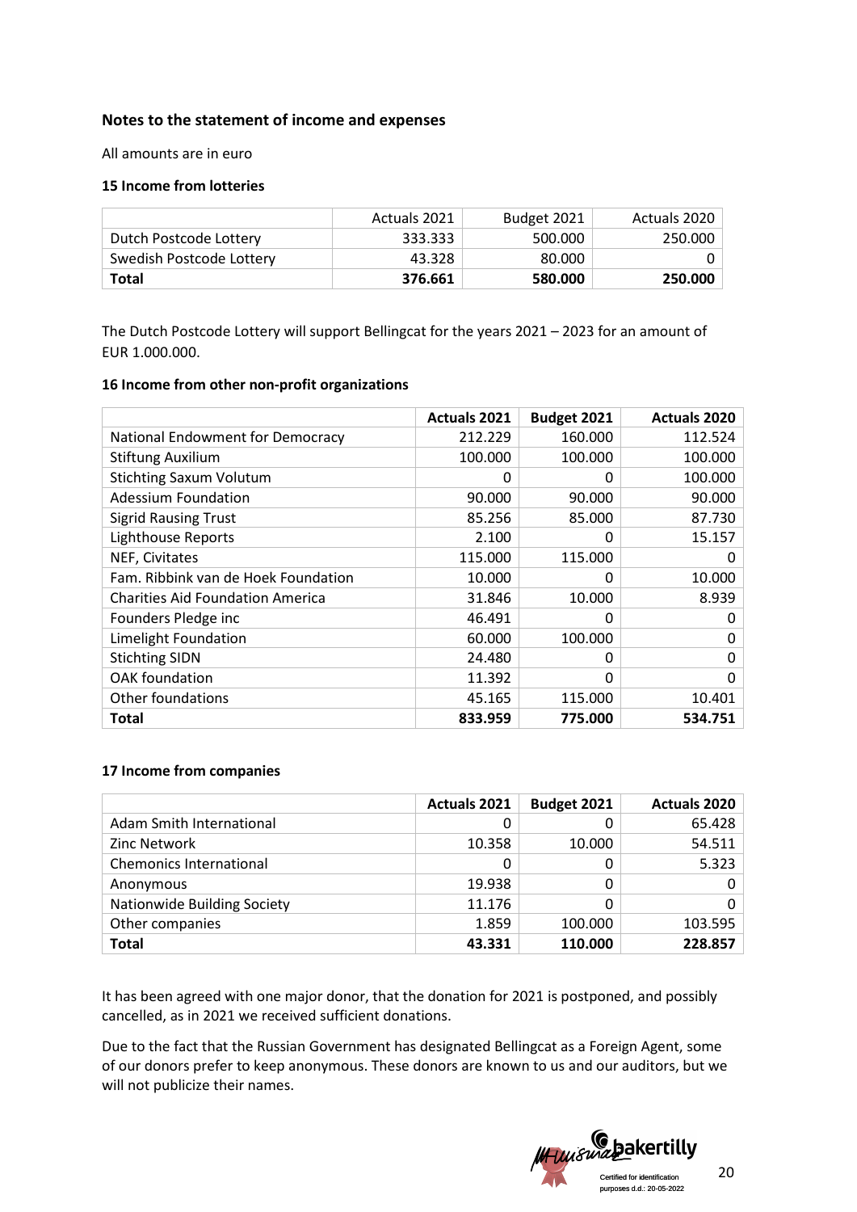## Notes to the statement of income and expenses

All amounts are in euro

### 15 Income from lotteries

| | Actuals 2021 | Budget 2021 | Actuals 2020 |
|---|---|---|---|
| Dutch Postcode Lottery | 333.333 | 500.000 | 250.000 |
| Swedish Postcode Lottery | 43.328 | 80.000 | 0 |
| **Total** | **376.661** | **580.000** | **250.000** |

The Dutch Postcode Lottery will support Bellingcat for the years 2021 – 2023 for an amount of EUR 1.000.000.

### 16 Income from other non-profit organizations

| | Actuals 2021 | Budget 2021 | Actuals 2020 |
|---|---|---|---|
| National Endowment for Democracy | 212.229 | 160.000 | 112.524 |
| Stiftung Auxilium | 100.000 | 100.000 | 100.000 |
| Stichting Saxum Volutum | 0 | 0 | 100.000 |
| Adessium Foundation | 90.000 | 90.000 | 90.000 |
| Sigrid Rausing Trust | 85.256 | 85.000 | 87.730 |
| Lighthouse Reports | 2.100 | 0 | 15.157 |
| NEF, Civitates | 115.000 | 115.000 | 0 |
| Fam. Ribbink van de Hoek Foundation | 10.000 | 0 | 10.000 |
| Charities Aid Foundation America | 31.846 | 10.000 | 8.939 |
| Founders Pledge inc | 46.491 | 0 | 0 |
| Limelight Foundation | 60.000 | 100.000 | 0 |
| Stichting SIDN | 24.480 | 0 | 0 |
| OAK foundation | 11.392 | 0 | 0 |
| Other foundations | 45.165 | 115.000 | 10.401 |
| **Total** | **833.959** | **775.000** | **534.751** |

### 17 Income from companies

| | Actuals 2021 | Budget 2021 | Actuals 2020 |
|---|---|---|---|
| Adam Smith International | 0 | 0 | 65.428 |
| Zinc Network | 10.358 | 10.000 | 54.511 |
| Chemonics International | 0 | 0 | 5.323 |
| Anonymous | 19.938 | 0 | 0 |
| Nationwide Building Society | 11.176 | 0 | 0 |
| Other companies | 1.859 | 100.000 | 103.595 |
| **Total** | **43.331** | **110.000** | **228.857** |

It has been agreed with one major donor, that the donation for 2021 is postponed, and possibly cancelled, as in 2021 we received sufficient donations.

Due to the fact that the Russian Government has designated Bellingcat as a Foreign Agent, some of our donors prefer to keep anonymous. These donors are known to us and our auditors, but we will not publicize their names.

bakertilly
Certified for identification purposes d.d.: 20-05-2022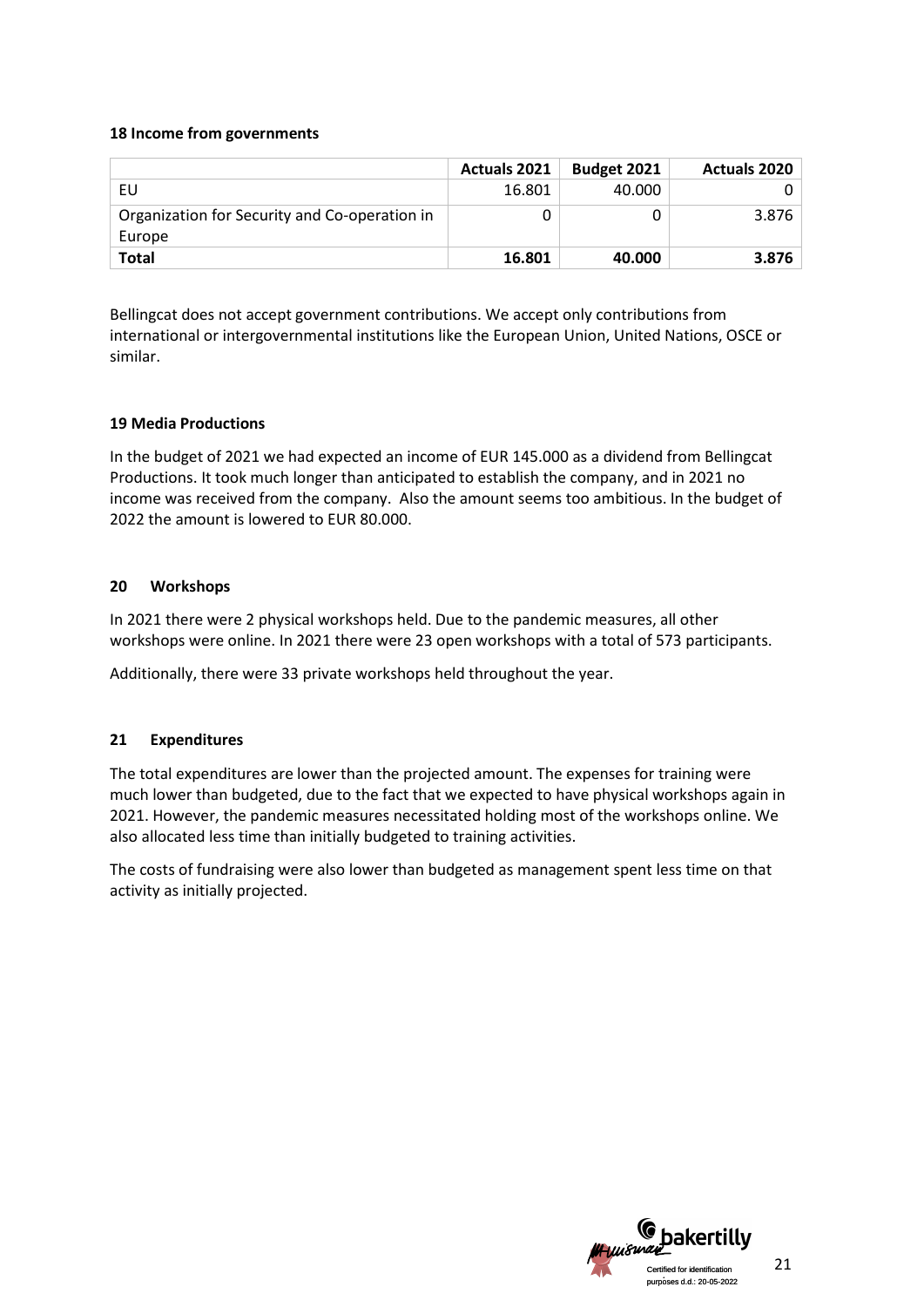**18 Income from governments**

| | Actuals 2021 | Budget 2021 | Actuals 2020 |
|---|---|---|---|
| EU | 16.801 | 40.000 | 0 |
| Organization for Security and Co-operation in Europe | 0 | 0 | 3.876 |
| **Total** | **16.801** | **40.000** | **3.876** |

Bellingcat does not accept government contributions. We accept only contributions from international or intergovernmental institutions like the European Union, United Nations, OSCE or similar.

**19 Media Productions**

In the budget of 2021 we had expected an income of EUR 145.000 as a dividend from Bellingcat Productions. It took much longer than anticipated to establish the company, and in 2021 no income was received from the company. Also the amount seems too ambitious. In the budget of 2022 the amount is lowered to EUR 80.000.

**20 Workshops**

In 2021 there were 2 physical workshops held. Due to the pandemic measures, all other workshops were online. In 2021 there were 23 open workshops with a total of 573 participants.

Additionally, there were 33 private workshops held throughout the year.

**21 Expenditures**

The total expenditures are lower than the projected amount. The expenses for training were much lower than budgeted, due to the fact that we expected to have physical workshops again in 2021. However, the pandemic measures necessitated holding most of the workshops online. We also allocated less time than initially budgeted to training activities.

The costs of fundraising were also lower than budgeted as management spent less time on that activity as initially projected.

bakertilly
Certified for identification purposes d.d.: 20-05-2022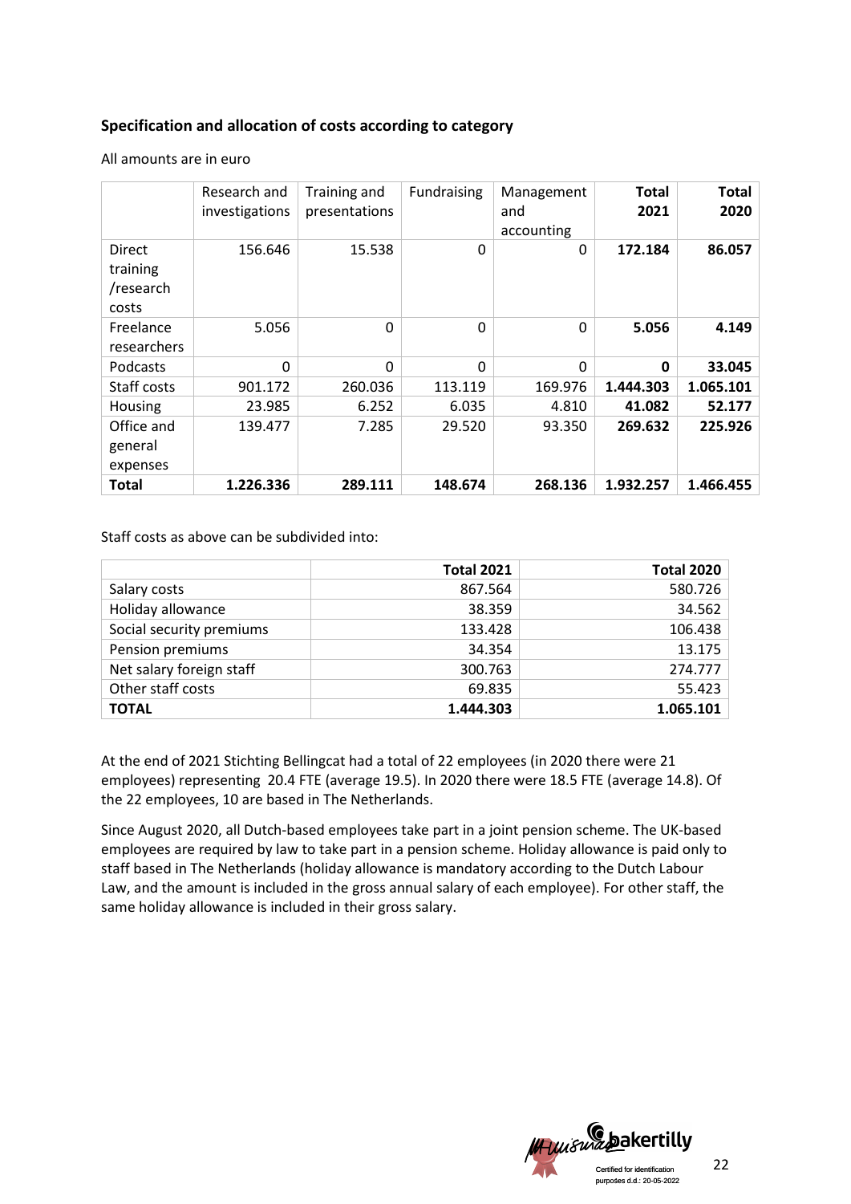### Specification and allocation of costs according to category

All amounts are in euro

| | Research and investigations | Training and presentations | Fundraising | Management and accounting | **Total 2021** | **Total 2020** |
|---|---|---|---|---|---|---|
| Direct training /research costs | 156.646 | 15.538 | 0 | 0 | **172.184** | **86.057** |
| Freelance researchers | 5.056 | 0 | 0 | 0 | **5.056** | **4.149** |
| Podcasts | 0 | 0 | 0 | 0 | **0** | **33.045** |
| Staff costs | 901.172 | 260.036 | 113.119 | 169.976 | **1.444.303** | **1.065.101** |
| Housing | 23.985 | 6.252 | 6.035 | 4.810 | **41.082** | **52.177** |
| Office and general expenses | 139.477 | 7.285 | 29.520 | 93.350 | **269.632** | **225.926** |
| **Total** | **1.226.336** | **289.111** | **148.674** | **268.136** | **1.932.257** | **1.466.455** |

Staff costs as above can be subdivided into:

| | **Total 2021** | **Total 2020** |
|---|---|---|
| Salary costs | 867.564 | 580.726 |
| Holiday allowance | 38.359 | 34.562 |
| Social security premiums | 133.428 | 106.438 |
| Pension premiums | 34.354 | 13.175 |
| Net salary foreign staff | 300.763 | 274.777 |
| Other staff costs | 69.835 | 55.423 |
| **TOTAL** | **1.444.303** | **1.065.101** |

At the end of 2021 Stichting Bellingcat had a total of 22 employees (in 2020 there were 21 employees) representing 20.4 FTE (average 19.5). In 2020 there were 18.5 FTE (average 14.8). Of the 22 employees, 10 are based in The Netherlands.

Since August 2020, all Dutch-based employees take part in a joint pension scheme. The UK-based employees are required by law to take part in a pension scheme. Holiday allowance is paid only to staff based in The Netherlands (holiday allowance is mandatory according to the Dutch Labour Law, and the amount is included in the gross annual salary of each employee). For other staff, the same holiday allowance is included in their gross salary.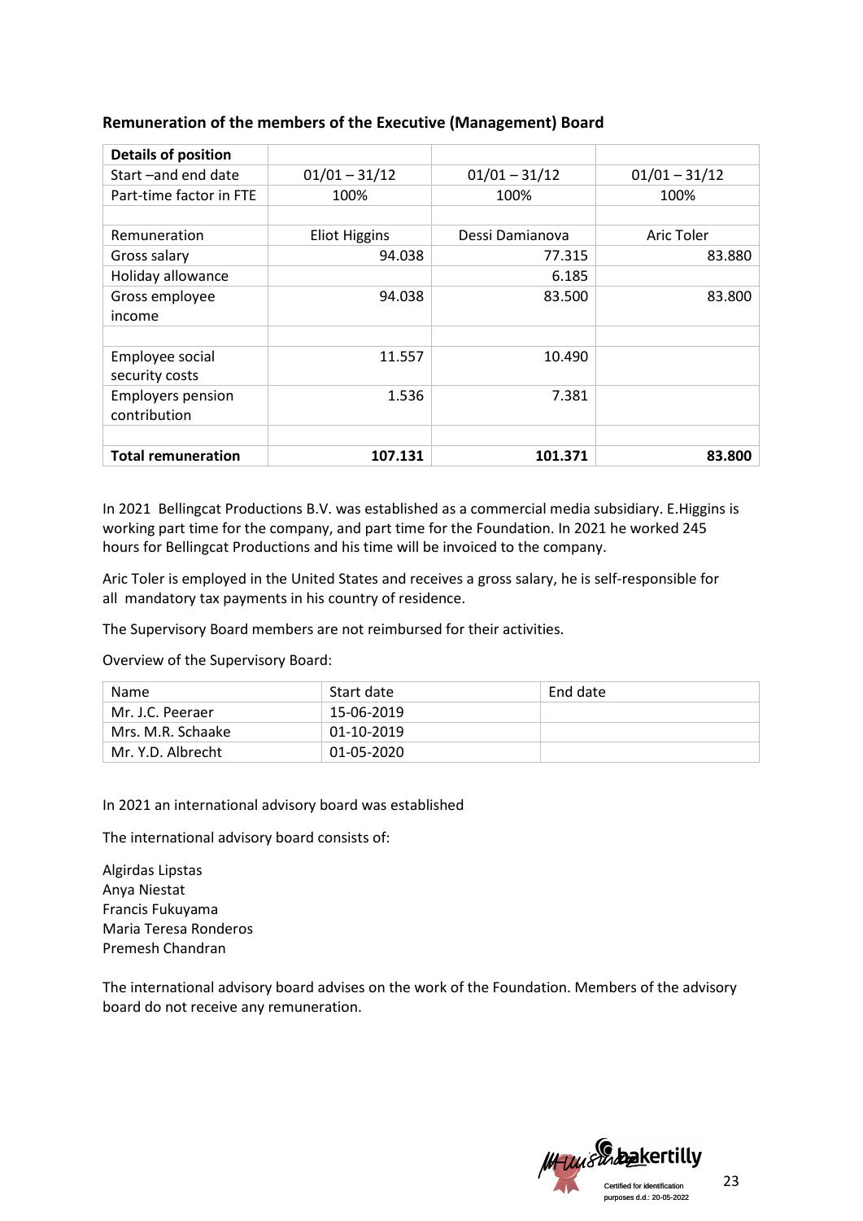### Remuneration of the members of the Executive (Management) Board

| **Details of position** | | | |
|---|---|---|---|
| Start –and end date | 01/01 – 31/12 | 01/01 – 31/12 | 01/01 – 31/12 |
| Part-time factor in FTE | 100% | 100% | 100% |
| | | | |
| Remuneration | Eliot Higgins | Dessi Damianova | Aric Toler |
| Gross salary | 94.038 | 77.315 | 83.880 |
| Holiday allowance | | 6.185 | |
| Gross employee income | 94.038 | 83.500 | 83.800 |
| | | | |
| Employee social security costs | 11.557 | 10.490 | |
| Employers pension contribution | 1.536 | 7.381 | |
| | | | |
| **Total remuneration** | **107.131** | **101.371** | **83.800** |

In 2021 Bellingcat Productions B.V. was established as a commercial media subsidiary. E.Higgins is working part time for the company, and part time for the Foundation. In 2021 he worked 245 hours for Bellingcat Productions and his time will be invoiced to the company.

Aric Toler is employed in the United States and receives a gross salary, he is self-responsible for all mandatory tax payments in his country of residence.

The Supervisory Board members are not reimbursed for their activities.

Overview of the Supervisory Board:

| Name | Start date | End date |
|---|---|---|
| Mr. J.C. Peeraer | 15-06-2019 | |
| Mrs. M.R. Schaake | 01-10-2019 | |
| Mr. Y.D. Albrecht | 01-05-2020 | |

In 2021 an international advisory board was established

The international advisory board consists of:

Algirdas Lipstas
Anya Niestat
Francis Fukuyama
Maria Teresa Ronderos
Premesh Chandran

The international advisory board advises on the work of the Foundation. Members of the advisory board do not receive any remuneration.

bakertilly
Certified for identification purposes d.d.: 20-05-2022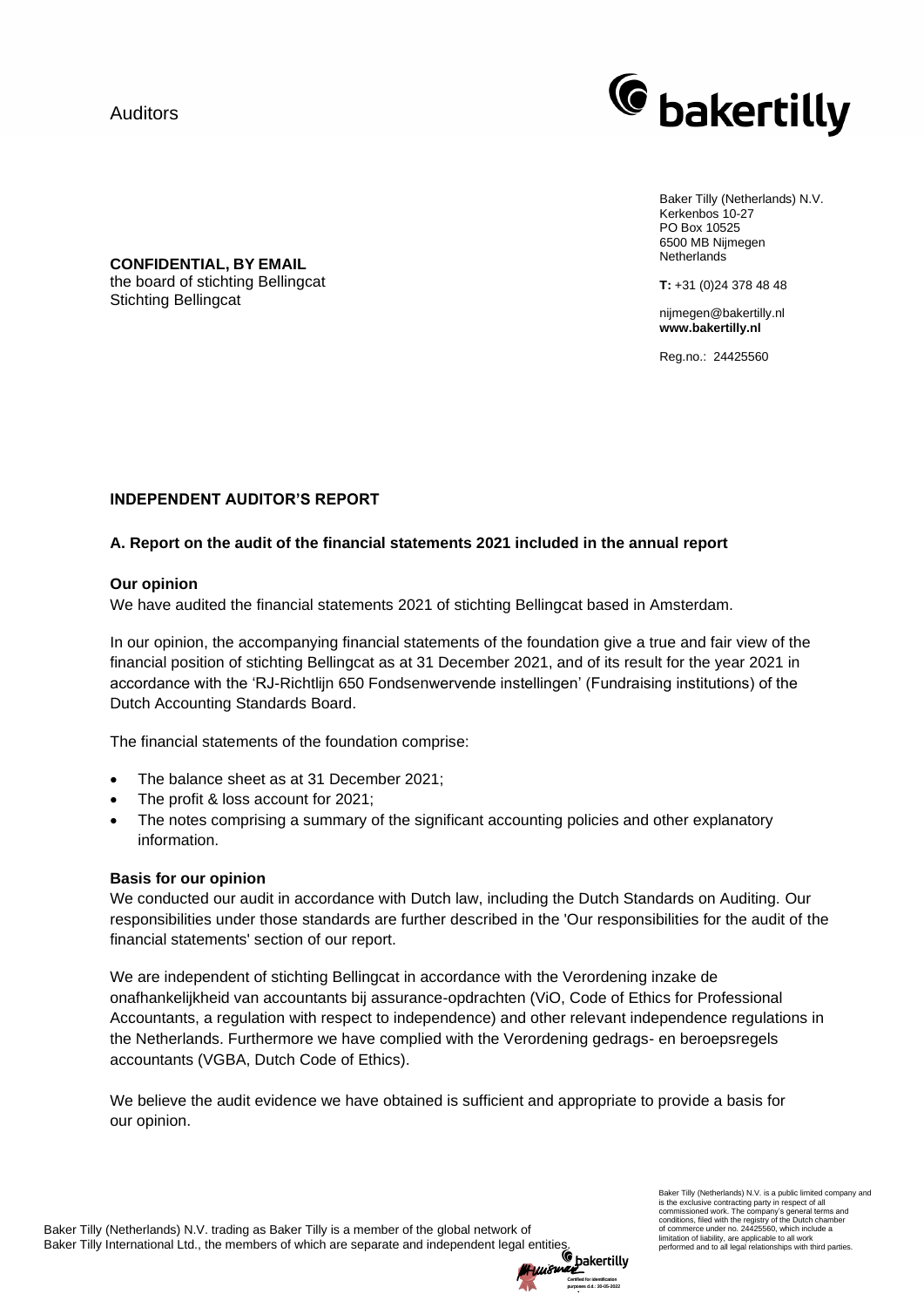Auditors

Baker Tilly (Netherlands) N.V.
Kerkenbos 10-27
PO Box 10525
6500 MB Nijmegen
Netherlands

**T:** +31 (0)24 378 48 48

nijmegen@bakertilly.nl
**www.bakertilly.nl**

Reg.no.: 24425560

**CONFIDENTIAL, BY EMAIL**
the board of stichting Bellingcat
Stichting Bellingcat

## INDEPENDENT AUDITOR'S REPORT

### A. Report on the audit of the financial statements 2021 included in the annual report

**Our opinion**

We have audited the financial statements 2021 of stichting Bellingcat based in Amsterdam.

In our opinion, the accompanying financial statements of the foundation give a true and fair view of the financial position of stichting Bellingcat as at 31 December 2021, and of its result for the year 2021 in accordance with the 'RJ-Richtlijn 650 Fondsenwervende instellingen' (Fundraising institutions) of the Dutch Accounting Standards Board.

The financial statements of the foundation comprise:

- The balance sheet as at 31 December 2021;
- The profit & loss account for 2021;
- The notes comprising a summary of the significant accounting policies and other explanatory information.

**Basis for our opinion**

We conducted our audit in accordance with Dutch law, including the Dutch Standards on Auditing. Our responsibilities under those standards are further described in the 'Our responsibilities for the audit of the financial statements' section of our report.

We are independent of stichting Bellingcat in accordance with the Verordening inzake de onafhankelijkheid van accountants bij assurance-opdrachten (ViO, Code of Ethics for Professional Accountants, a regulation with respect to independence) and other relevant independence regulations in the Netherlands. Furthermore we have complied with the Verordening gedrags- en beroepsregels accountants (VGBA, Dutch Code of Ethics).

We believe the audit evidence we have obtained is sufficient and appropriate to provide a basis for our opinion.

Baker Tilly (Netherlands) N.V. trading as Baker Tilly is a member of the global network of Baker Tilly International Ltd., the members of which are separate and independent legal entities.

Baker Tilly (Netherlands) N.V. is a public limited company and is the exclusive contracting party in respect of all commissioned work. The company's general terms and conditions, filed with the registry of the Dutch chamber of commerce under no. 24425560, which include a limitation of liability, are applicable to all work performed and to all legal relationships with third parties.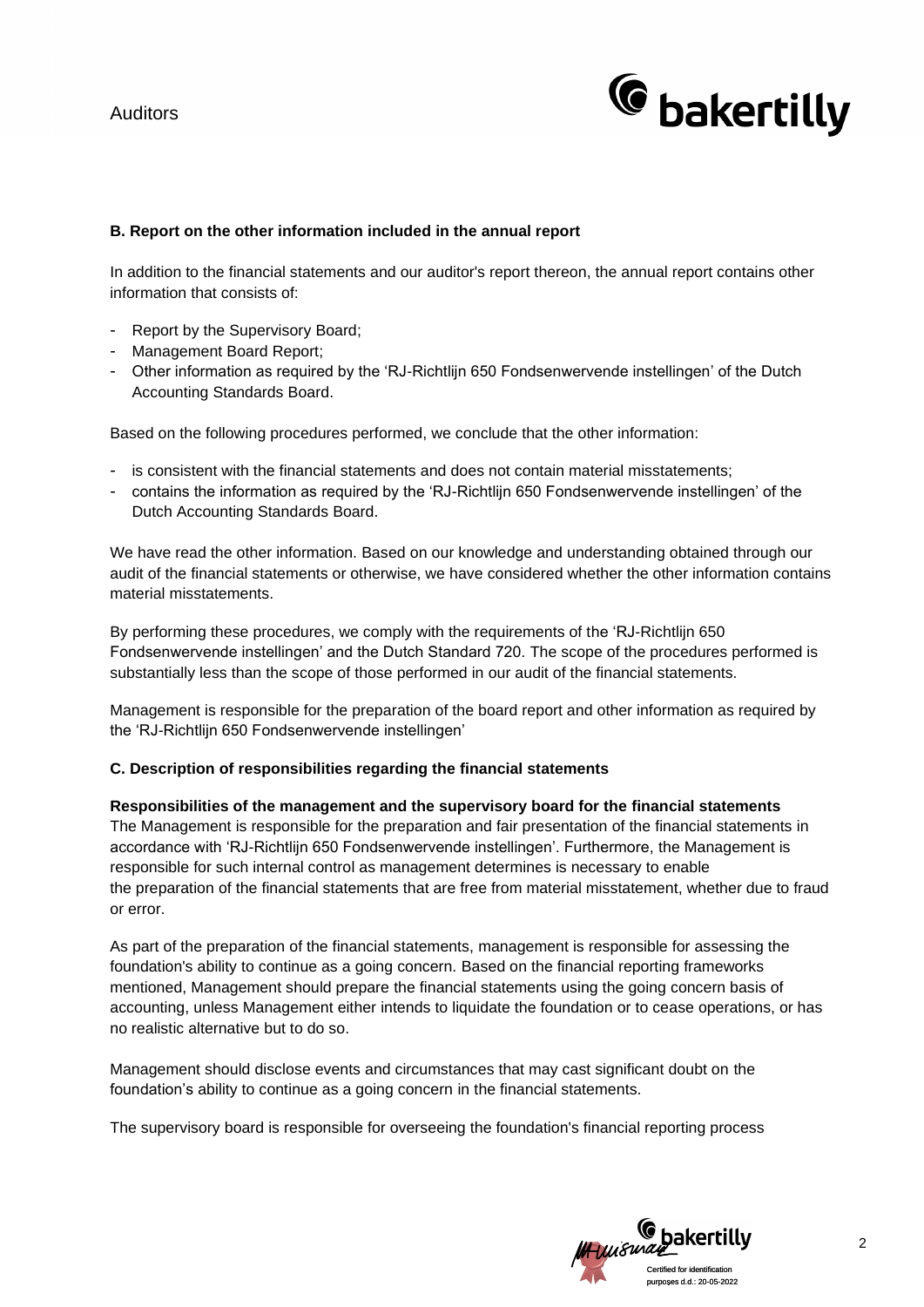**B. Report on the other information included in the annual report**

In addition to the financial statements and our auditor's report thereon, the annual report contains other information that consists of:

- Report by the Supervisory Board;
- Management Board Report;
- Other information as required by the 'RJ-Richtlijn 650 Fondsenwervende instellingen' of the Dutch Accounting Standards Board.

Based on the following procedures performed, we conclude that the other information:

- is consistent with the financial statements and does not contain material misstatements;
- contains the information as required by the 'RJ-Richtlijn 650 Fondsenwervende instellingen' of the Dutch Accounting Standards Board.

We have read the other information. Based on our knowledge and understanding obtained through our audit of the financial statements or otherwise, we have considered whether the other information contains material misstatements.

By performing these procedures, we comply with the requirements of the 'RJ-Richtlijn 650 Fondsenwervende instellingen' and the Dutch Standard 720. The scope of the procedures performed is substantially less than the scope of those performed in our audit of the financial statements.

Management is responsible for the preparation of the board report and other information as required by the 'RJ-Richtlijn 650 Fondsenwervende instellingen'

**C. Description of responsibilities regarding the financial statements**

**Responsibilities of the management and the supervisory board for the financial statements**
The Management is responsible for the preparation and fair presentation of the financial statements in accordance with 'RJ-Richtlijn 650 Fondsenwervende instellingen'. Furthermore, the Management is responsible for such internal control as management determines is necessary to enable the preparation of the financial statements that are free from material misstatement, whether due to fraud or error.

As part of the preparation of the financial statements, management is responsible for assessing the foundation's ability to continue as a going concern. Based on the financial reporting frameworks mentioned, Management should prepare the financial statements using the going concern basis of accounting, unless Management either intends to liquidate the foundation or to cease operations, or has no realistic alternative but to do so.

Management should disclose events and circumstances that may cast significant doubt on the foundation's ability to continue as a going concern in the financial statements.

The supervisory board is responsible for overseeing the foundation's financial reporting process

Certified for identification purposes d.d.: 20-05-2022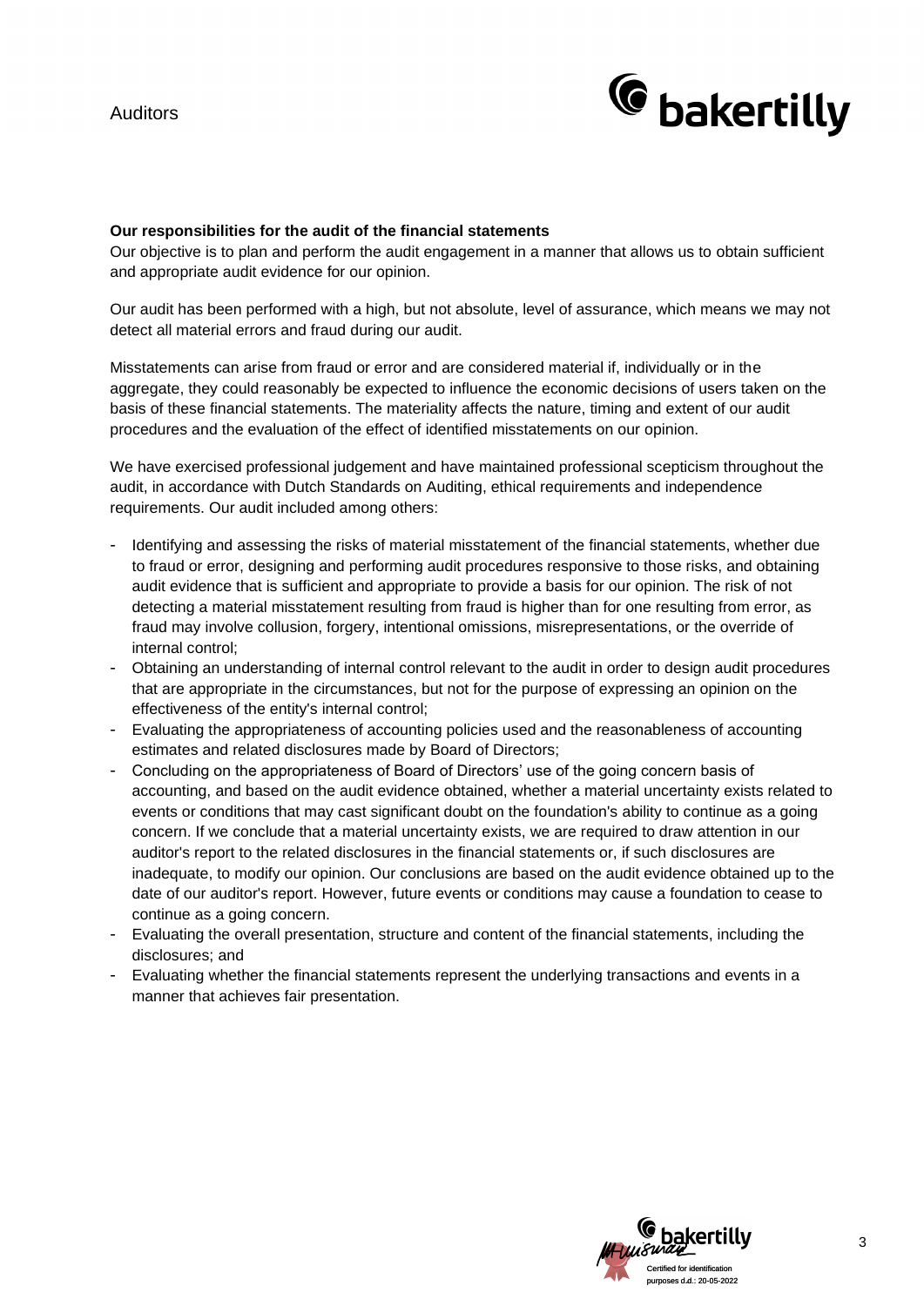**Our responsibilities for the audit of the financial statements**

Our objective is to plan and perform the audit engagement in a manner that allows us to obtain sufficient and appropriate audit evidence for our opinion.

Our audit has been performed with a high, but not absolute, level of assurance, which means we may not detect all material errors and fraud during our audit.

Misstatements can arise from fraud or error and are considered material if, individually or in the aggregate, they could reasonably be expected to influence the economic decisions of users taken on the basis of these financial statements. The materiality affects the nature, timing and extent of our audit procedures and the evaluation of the effect of identified misstatements on our opinion.

We have exercised professional judgement and have maintained professional scepticism throughout the audit, in accordance with Dutch Standards on Auditing, ethical requirements and independence requirements. Our audit included among others:

- Identifying and assessing the risks of material misstatement of the financial statements, whether due to fraud or error, designing and performing audit procedures responsive to those risks, and obtaining audit evidence that is sufficient and appropriate to provide a basis for our opinion. The risk of not detecting a material misstatement resulting from fraud is higher than for one resulting from error, as fraud may involve collusion, forgery, intentional omissions, misrepresentations, or the override of internal control;
- Obtaining an understanding of internal control relevant to the audit in order to design audit procedures that are appropriate in the circumstances, but not for the purpose of expressing an opinion on the effectiveness of the entity's internal control;
- Evaluating the appropriateness of accounting policies used and the reasonableness of accounting estimates and related disclosures made by Board of Directors;
- Concluding on the appropriateness of Board of Directors' use of the going concern basis of accounting, and based on the audit evidence obtained, whether a material uncertainty exists related to events or conditions that may cast significant doubt on the foundation's ability to continue as a going concern. If we conclude that a material uncertainty exists, we are required to draw attention in our auditor's report to the related disclosures in the financial statements or, if such disclosures are inadequate, to modify our opinion. Our conclusions are based on the audit evidence obtained up to the date of our auditor's report. However, future events or conditions may cause a foundation to cease to continue as a going concern.
- Evaluating the overall presentation, structure and content of the financial statements, including the disclosures; and
- Evaluating whether the financial statements represent the underlying transactions and events in a manner that achieves fair presentation.

Certified for identification purposes d.d.: 20-05-2022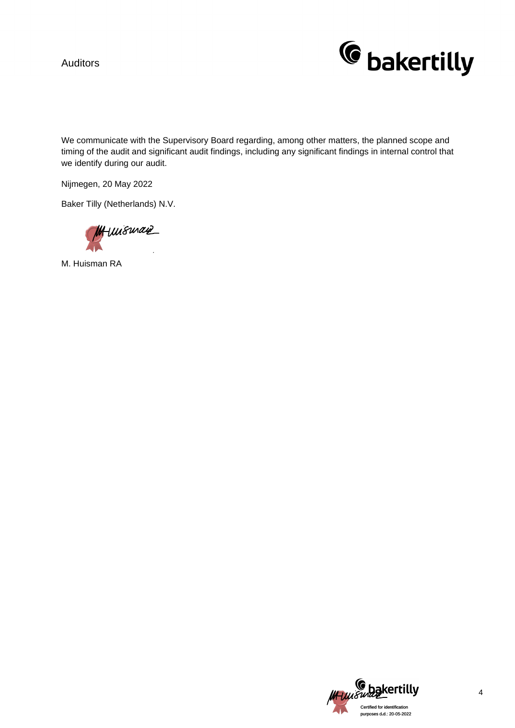We communicate with the Supervisory Board regarding, among other matters, the planned scope and timing of the audit and significant audit findings, including any significant findings in internal control that we identify during our audit.

Nijmegen, 20 May 2022

Baker Tilly (Netherlands) N.V.

M. Huisman RA